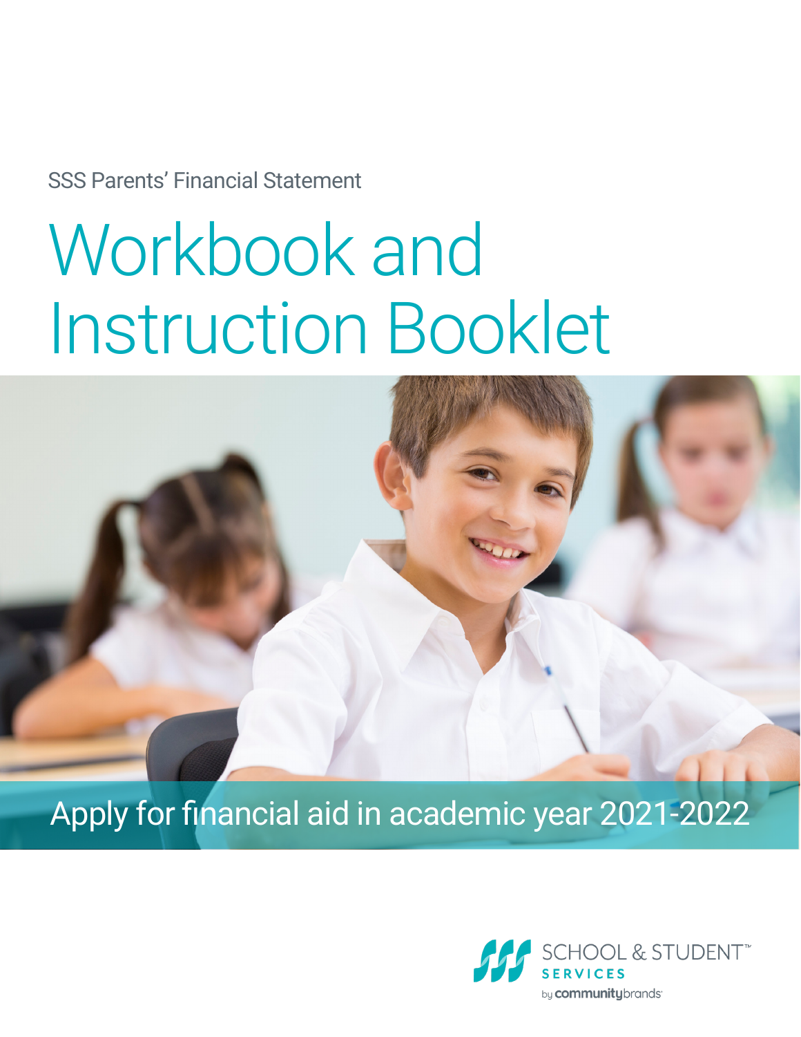SSS Parents' Financial Statement

# Workbook and Instruction Booklet

Apply for financial aid in academic year 2021-2022

SCHOOL & STUDENT™
SERVICES
by communitybrands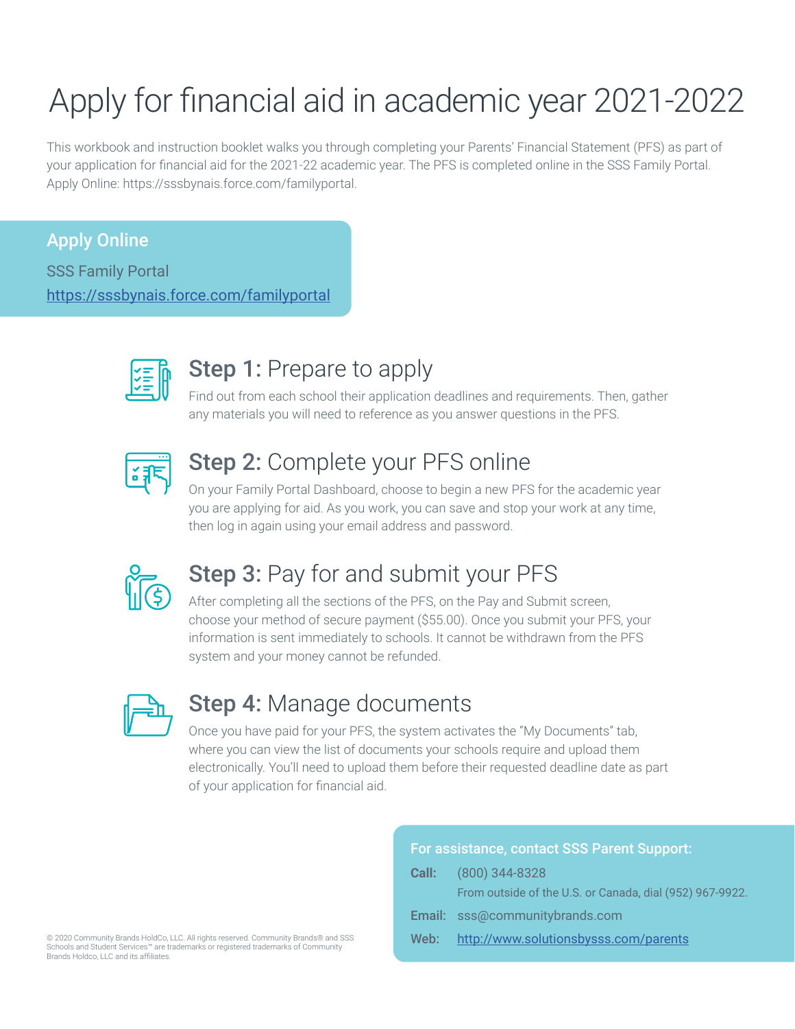# Apply for financial aid in academic year 2021-2022

This workbook and instruction booklet walks you through completing your Parents' Financial Statement (PFS) as part of your application for financial aid for the 2021-22 academic year. The PFS is completed online in the SSS Family Portal. Apply Online: https://sssbynais.force.com/familyportal.

**Apply Online**

SSS Family Portal
https://sssbynais.force.com/familyportal

## Step 1: Prepare to apply

Find out from each school their application deadlines and requirements. Then, gather any materials you will need to reference as you answer questions in the PFS.

## Step 2: Complete your PFS online

On your Family Portal Dashboard, choose to begin a new PFS for the academic year you are applying for aid. As you work, you can save and stop your work at any time, then log in again using your email address and password.

## Step 3: Pay for and submit your PFS

After completing all the sections of the PFS, on the Pay and Submit screen, choose your method of secure payment ($55.00). Once you submit your PFS, your information is sent immediately to schools. It cannot be withdrawn from the PFS system and your money cannot be refunded.

## Step 4: Manage documents

Once you have paid for your PFS, the system activates the "My Documents" tab, where you can view the list of documents your schools require and upload them electronically. You'll need to upload them before their requested deadline date as part of your application for financial aid.

**For assistance, contact SSS Parent Support:**

**Call:** (800) 344-8328
From outside of the U.S. or Canada, dial (952) 967-9922.

**Email:** sss@communitybrands.com

**Web:** http://www.solutionsbysss.com/parents

© 2020 Community Brands HoldCo, LLC. All rights reserved. Community Brands® and SSS Schools and Student Services℠ are trademarks or registered trademarks of Community Brands Holdco, LLC and its affiliates.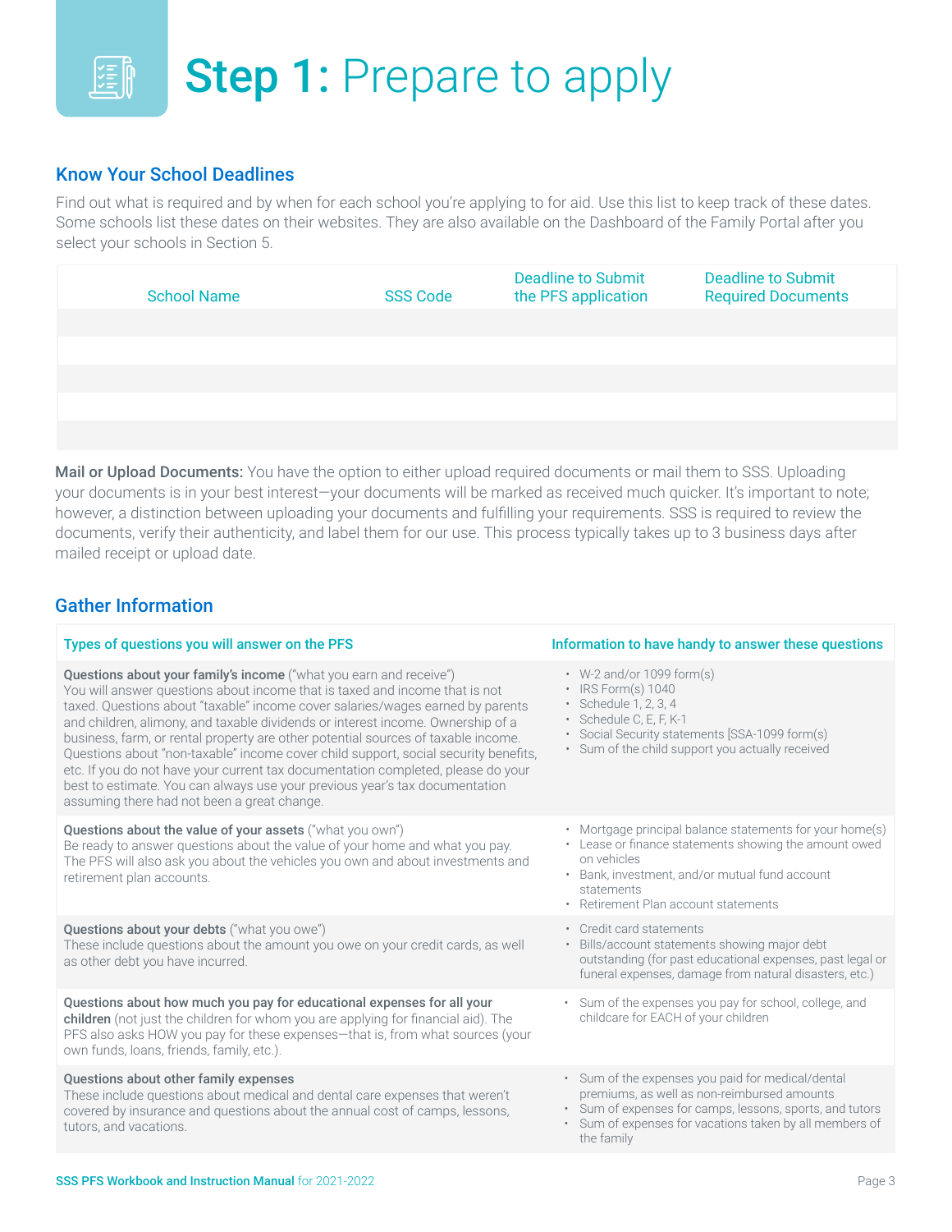# **Step 1:** Prepare to apply

## Know Your School Deadlines

Find out what is required and by when for each school you're applying to for aid. Use this list to keep track of these dates. Some schools list these dates on their websites. They are also available on the Dashboard of the Family Portal after you select your schools in Section 5.

| School Name | SSS Code | Deadline to Submit the PFS application | Deadline to Submit Required Documents |
|---|---|---|---|
| | | | |
| | | | |
| | | | |
| | | | |
| | | | |

**Mail or Upload Documents:** You have the option to either upload required documents or mail them to SSS. Uploading your documents is in your best interest—your documents will be marked as received much quicker. It's important to note; however, a distinction between uploading your documents and fulfilling your requirements. SSS is required to review the documents, verify their authenticity, and label them for our use. This process typically takes up to 3 business days after mailed receipt or upload date.

## Gather Information

| Types of questions you will answer on the PFS | Information to have handy to answer these questions |
|---|---|
| **Questions about your family's income** ("what you earn and receive") You will answer questions about income that is taxed and income that is not taxed. Questions about "taxable" income cover salaries/wages earned by parents and children, alimony, and taxable dividends or interest income. Ownership of a business, farm, or rental property are other potential sources of taxable income. Questions about "non-taxable" income cover child support, social security benefits, etc. If you do not have your current tax documentation completed, please do your best to estimate. You can always use your previous year's tax documentation assuming there had not been a great change. | • W-2 and/or 1099 form(s)<br>• IRS Form(s) 1040<br>• Schedule 1, 2, 3, 4<br>• Schedule C, E, F, K-1<br>• Social Security statements [SSA-1099 form(s)<br>• Sum of the child support you actually received |
| **Questions about the value of your assets** ("what you own") Be ready to answer questions about the value of your home and what you pay. The PFS will also ask you about the vehicles you own and about investments and retirement plan accounts. | • Mortgage principal balance statements for your home(s)<br>• Lease or finance statements showing the amount owed on vehicles<br>• Bank, investment, and/or mutual fund account statements<br>• Retirement Plan account statements |
| **Questions about your debts** ("what you owe") These include questions about the amount you owe on your credit cards, as well as other debt you have incurred. | • Credit card statements<br>• Bills/account statements showing major debt outstanding (for past educational expenses, past legal or funeral expenses, damage from natural disasters, etc.) |
| **Questions about how much you pay for educational expenses for all your children** (not just the children for whom you are applying for financial aid). The PFS also asks HOW you pay for these expenses—that is, from what sources (your own funds, loans, friends, family, etc.). | • Sum of the expenses you pay for school, college, and childcare for EACH of your children |
| **Questions about other family expenses** These include questions about medical and dental care expenses that weren't covered by insurance and questions about the annual cost of camps, lessons, tutors, and vacations. | • Sum of the expenses you paid for medical/dental premiums, as well as non-reimbursed amounts<br>• Sum of expenses for camps, lessons, sports, and tutors<br>• Sum of expenses for vacations taken by all members of the family |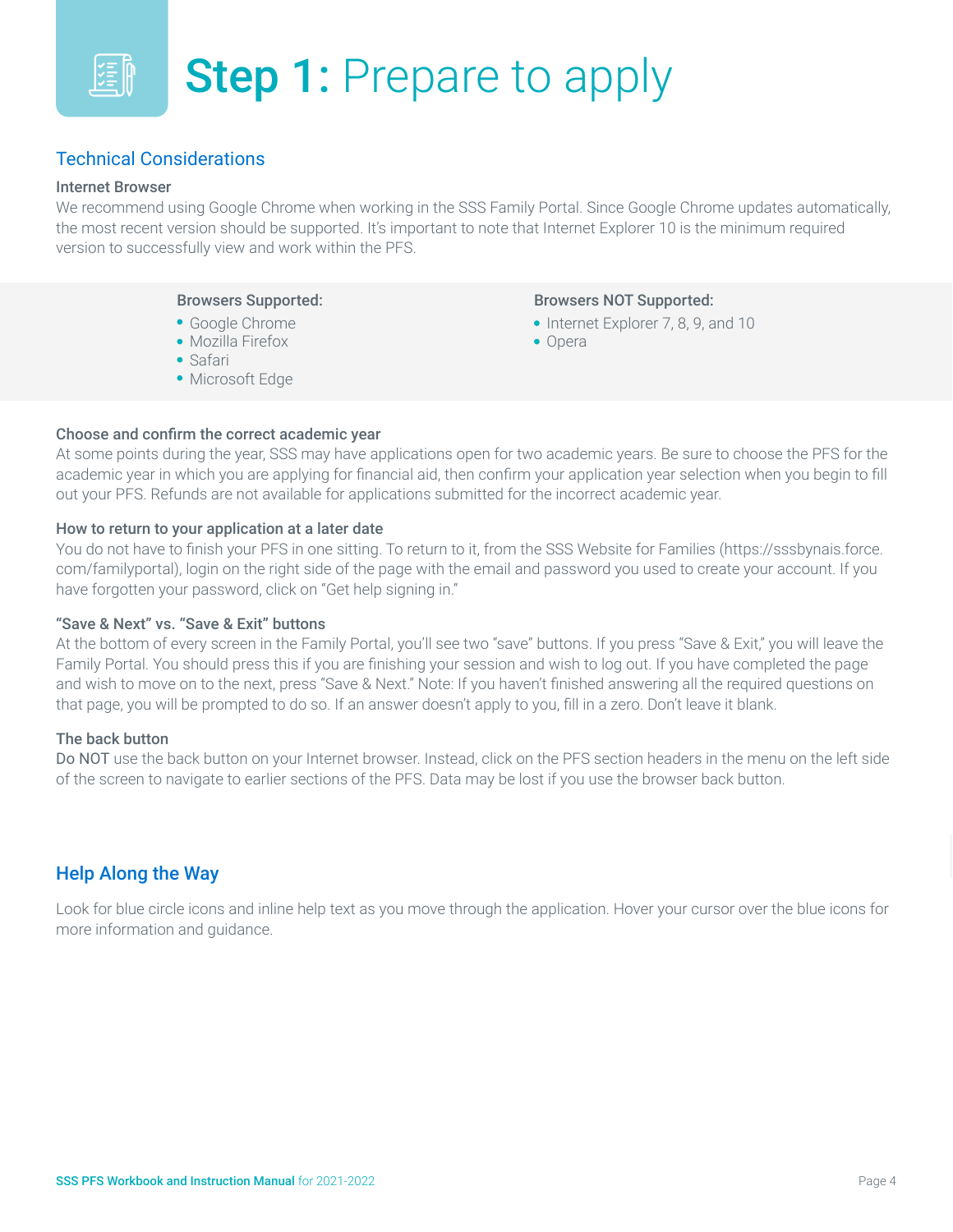# Step 1: Prepare to apply

## Technical Considerations

### Internet Browser

We recommend using Google Chrome when working in the SSS Family Portal. Since Google Chrome updates automatically, the most recent version should be supported. It's important to note that Internet Explorer 10 is the minimum required version to successfully view and work within the PFS.

**Browsers Supported:**

- Google Chrome
- Mozilla Firefox
- Safari
- Microsoft Edge

**Browsers NOT Supported:**

- Internet Explorer 7, 8, 9, and 10
- Opera

### Choose and confirm the correct academic year

At some points during the year, SSS may have applications open for two academic years. Be sure to choose the PFS for the academic year in which you are applying for financial aid, then confirm your application year selection when you begin to fill out your PFS. Refunds are not available for applications submitted for the incorrect academic year.

### How to return to your application at a later date

You do not have to finish your PFS in one sitting. To return to it, from the SSS Website for Families (https://sssbynais.force.com/familyportal), login on the right side of the page with the email and password you used to create your account. If you have forgotten your password, click on "Get help signing in."

### "Save & Next" vs. "Save & Exit" buttons

At the bottom of every screen in the Family Portal, you'll see two "save" buttons. If you press "Save & Exit," you will leave the Family Portal. You should press this if you are finishing your session and wish to log out. If you have completed the page and wish to move on to the next, press "Save & Next." Note: If you haven't finished answering all the required questions on that page, you will be prompted to do so. If an answer doesn't apply to you, fill in a zero. Don't leave it blank.

### The back button

Do NOT use the back button on your Internet browser. Instead, click on the PFS section headers in the menu on the left side of the screen to navigate to earlier sections of the PFS. Data may be lost if you use the browser back button.

## Help Along the Way

Look for blue circle icons and inline help text as you move through the application. Hover your cursor over the blue icons for more information and guidance.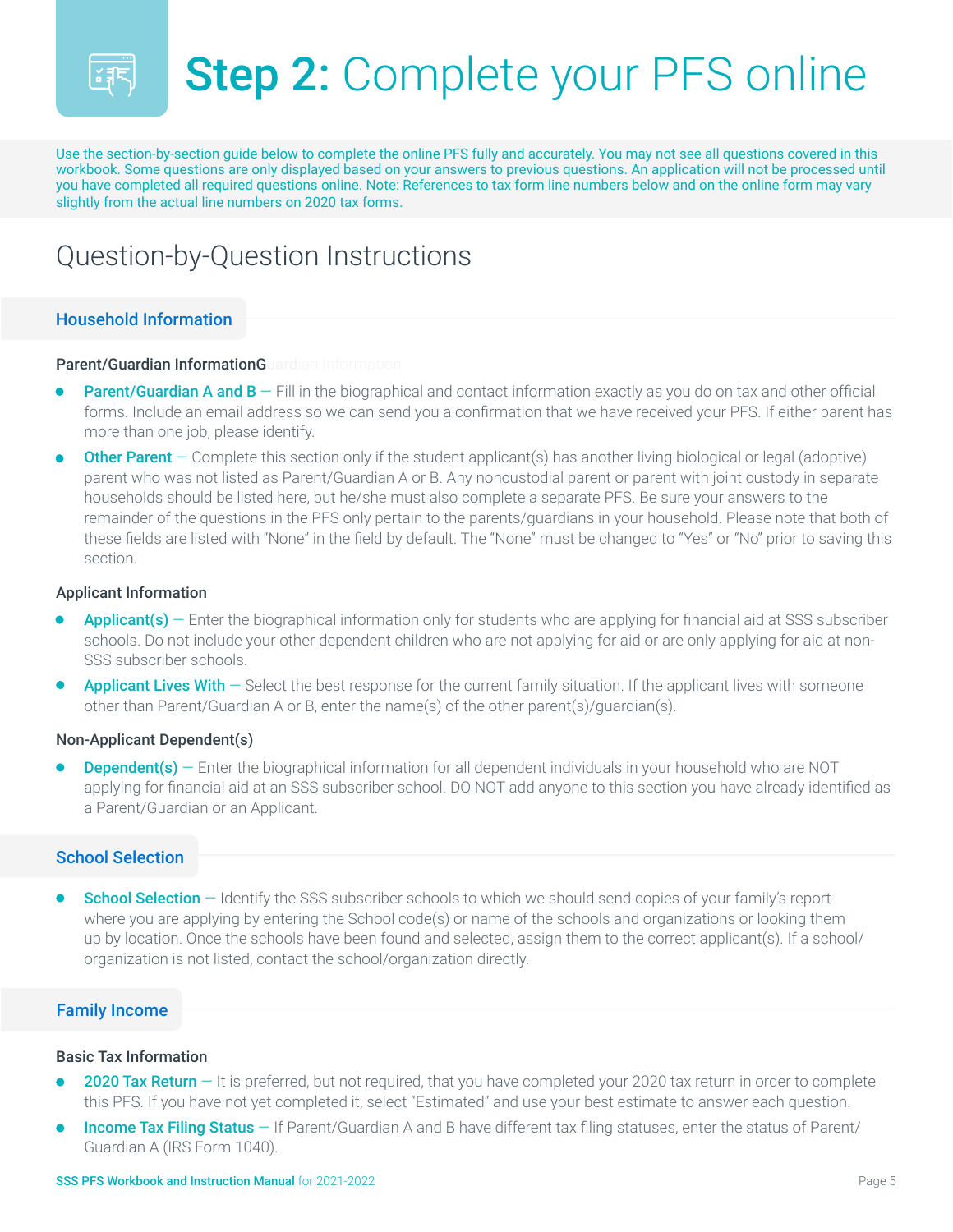# Step 2: Complete your PFS online

Use the section-by-section guide below to complete the online PFS fully and accurately. You may not see all questions covered in this workbook. Some questions are only displayed based on your answers to previous questions. An application will not be processed until you have completed all required questions online. Note: References to tax form line numbers below and on the online form may vary slightly from the actual line numbers on 2020 tax forms.

## Question-by-Question Instructions

### Household Information

#### Parent/Guardian Information

- **Parent/Guardian A and B** — Fill in the biographical and contact information exactly as you do on tax and other official forms. Include an email address so we can send you a confirmation that we have received your PFS. If either parent has more than one job, please identify.
- **Other Parent** — Complete this section only if the student applicant(s) has another living biological or legal (adoptive) parent who was not listed as Parent/Guardian A or B. Any noncustodial parent or parent with joint custody in separate households should be listed here, but he/she must also complete a separate PFS. Be sure your answers to the remainder of the questions in the PFS only pertain to the parents/guardians in your household. Please note that both of these fields are listed with "None" in the field by default. The "None" must be changed to "Yes" or "No" prior to saving this section.

#### Applicant Information

- **Applicant(s)** — Enter the biographical information only for students who are applying for financial aid at SSS subscriber schools. Do not include your other dependent children who are not applying for aid or are only applying for aid at non-SSS subscriber schools.
- **Applicant Lives With** — Select the best response for the current family situation. If the applicant lives with someone other than Parent/Guardian A or B, enter the name(s) of the other parent(s)/guardian(s).

#### Non-Applicant Dependent(s)

- **Dependent(s)** — Enter the biographical information for all dependent individuals in your household who are NOT applying for financial aid at an SSS subscriber school. DO NOT add anyone to this section you have already identified as a Parent/Guardian or an Applicant.

### School Selection

- **School Selection** — Identify the SSS subscriber schools to which we should send copies of your family's report where you are applying by entering the School code(s) or name of the schools and organizations or looking them up by location. Once the schools have been found and selected, assign them to the correct applicant(s). If a school/organization is not listed, contact the school/organization directly.

### Family Income

#### Basic Tax Information

- **2020 Tax Return** — It is preferred, but not required, that you have completed your 2020 tax return in order to complete this PFS. If you have not yet completed it, select "Estimated" and use your best estimate to answer each question.
- **Income Tax Filing Status** — If Parent/Guardian A and B have different tax filing statuses, enter the status of Parent/Guardian A (IRS Form 1040).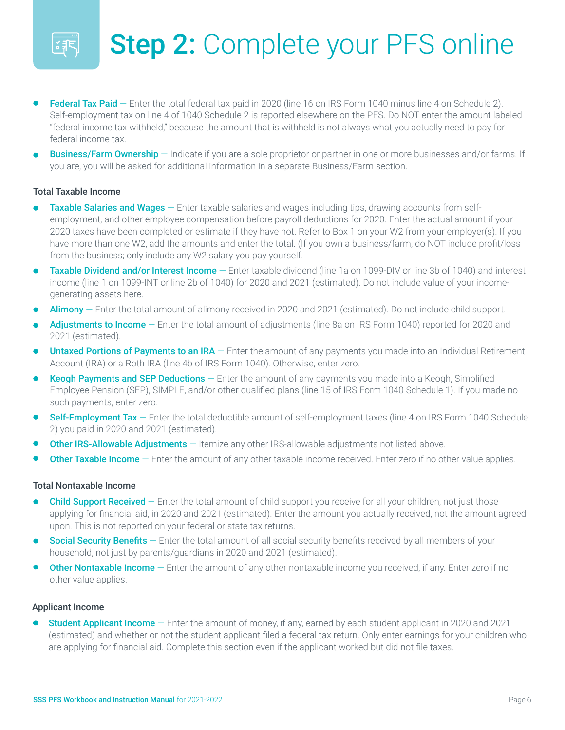# **Step 2:** Complete your PFS online

- **Federal Tax Paid** — Enter the total federal tax paid in 2020 (line 16 on IRS Form 1040 minus line 4 on Schedule 2). Self-employment tax on line 4 of 1040 Schedule 2 is reported elsewhere on the PFS. Do NOT enter the amount labeled "federal income tax withheld," because the amount that is withheld is not always what you actually need to pay for federal income tax.
- **Business/Farm Ownership** — Indicate if you are a sole proprietor or partner in one or more businesses and/or farms. If you are, you will be asked for additional information in a separate Business/Farm section.

### Total Taxable Income

- **Taxable Salaries and Wages** — Enter taxable salaries and wages including tips, drawing accounts from self-employment, and other employee compensation before payroll deductions for 2020. Enter the actual amount if your 2020 taxes have been completed or estimate if they have not. Refer to Box 1 on your W2 from your employer(s). If you have more than one W2, add the amounts and enter the total. (If you own a business/farm, do NOT include profit/loss from the business; only include any W2 salary you pay yourself.
- **Taxable Dividend and/or Interest Income** — Enter taxable dividend (line 1a on 1099-DIV or line 3b of 1040) and interest income (line 1 on 1099-INT or line 2b of 1040) for 2020 and 2021 (estimated). Do not include value of your income-generating assets here.
- **Alimony** — Enter the total amount of alimony received in 2020 and 2021 (estimated). Do not include child support.
- **Adjustments to Income** — Enter the total amount of adjustments (line 8a on IRS Form 1040) reported for 2020 and 2021 (estimated).
- **Untaxed Portions of Payments to an IRA** — Enter the amount of any payments you made into an Individual Retirement Account (IRA) or a Roth IRA (line 4b of IRS Form 1040). Otherwise, enter zero.
- **Keogh Payments and SEP Deductions** — Enter the amount of any payments you made into a Keogh, Simplified Employee Pension (SEP), SIMPLE, and/or other qualified plans (line 15 of IRS Form 1040 Schedule 1). If you made no such payments, enter zero.
- **Self-Employment Tax** — Enter the total deductible amount of self-employment taxes (line 4 on IRS Form 1040 Schedule 2) you paid in 2020 and 2021 (estimated).
- **Other IRS-Allowable Adjustments** — Itemize any other IRS-allowable adjustments not listed above.
- **Other Taxable Income** — Enter the amount of any other taxable income received. Enter zero if no other value applies.

### Total Nontaxable Income

- **Child Support Received** — Enter the total amount of child support you receive for all your children, not just those applying for financial aid, in 2020 and 2021 (estimated). Enter the amount you actually received, not the amount agreed upon. This is not reported on your federal or state tax returns.
- **Social Security Benefits** — Enter the total amount of all social security benefits received by all members of your household, not just by parents/guardians in 2020 and 2021 (estimated).
- **Other Nontaxable Income** — Enter the amount of any other nontaxable income you received, if any. Enter zero if no other value applies.

### Applicant Income

- **Student Applicant Income** — Enter the amount of money, if any, earned by each student applicant in 2020 and 2021 (estimated) and whether or not the student applicant filed a federal tax return. Only enter earnings for your children who are applying for financial aid. Complete this section even if the applicant worked but did not file taxes.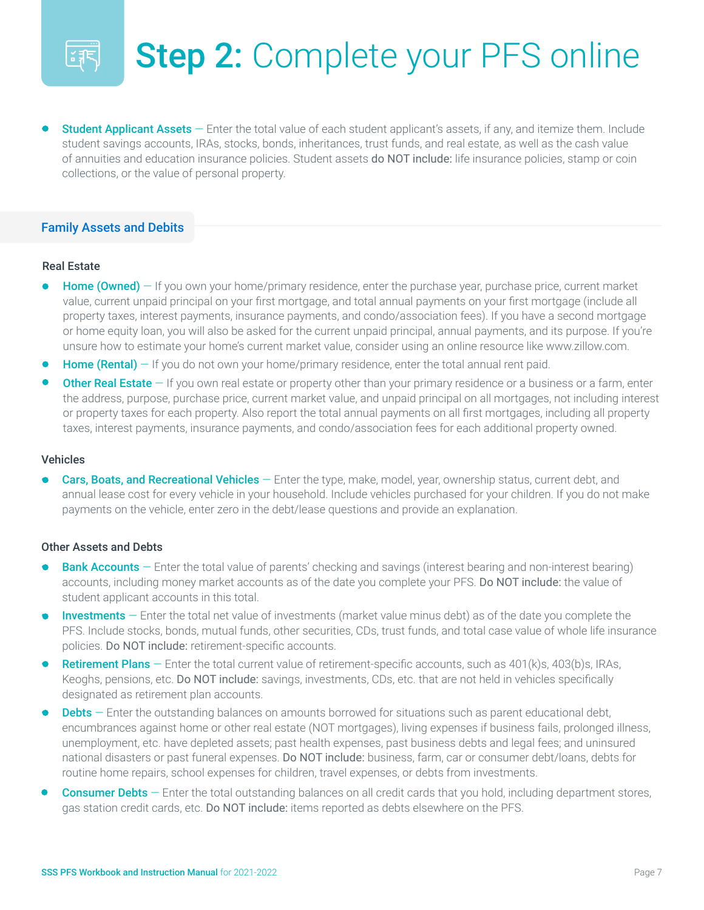# **Step 2:** Complete your PFS online

- **Student Applicant Assets** — Enter the total value of each student applicant's assets, if any, and itemize them. Include student savings accounts, IRAs, stocks, bonds, inheritances, trust funds, and real estate, as well as the cash value of annuities and education insurance policies. Student assets **do NOT include:** life insurance policies, stamp or coin collections, or the value of personal property.

## Family Assets and Debts

### Real Estate

- **Home (Owned)** — If you own your home/primary residence, enter the purchase year, purchase price, current market value, current unpaid principal on your first mortgage, and total annual payments on your first mortgage (include all property taxes, interest payments, insurance payments, and condo/association fees). If you have a second mortgage or home equity loan, you will also be asked for the current unpaid principal, annual payments, and its purpose. If you're unsure how to estimate your home's current market value, consider using an online resource like www.zillow.com.
- **Home (Rental)** — If you do not own your home/primary residence, enter the total annual rent paid.
- **Other Real Estate** — If you own real estate or property other than your primary residence or a business or a farm, enter the address, purpose, purchase price, current market value, and unpaid principal on all mortgages, not including interest or property taxes for each property. Also report the total annual payments on all first mortgages, including all property taxes, interest payments, insurance payments, and condo/association fees for each additional property owned.

### Vehicles

- **Cars, Boats, and Recreational Vehicles** — Enter the type, make, model, year, ownership status, current debt, and annual lease cost for every vehicle in your household. Include vehicles purchased for your children. If you do not make payments on the vehicle, enter zero in the debt/lease questions and provide an explanation.

### Other Assets and Debts

- **Bank Accounts** — Enter the total value of parents' checking and savings (interest bearing and non-interest bearing) accounts, including money market accounts as of the date you complete your PFS. **Do NOT include:** the value of student applicant accounts in this total.
- **Investments** — Enter the total net value of investments (market value minus debt) as of the date you complete the PFS. Include stocks, bonds, mutual funds, other securities, CDs, trust funds, and total case value of whole life insurance policies. **Do NOT include:** retirement-specific accounts.
- **Retirement Plans** — Enter the total current value of retirement-specific accounts, such as 401(k)s, 403(b)s, IRAs, Keoghs, pensions, etc. **Do NOT include:** savings, investments, CDs, etc. that are not held in vehicles specifically designated as retirement plan accounts.
- **Debts** — Enter the outstanding balances on amounts borrowed for situations such as parent educational debt, encumbrances against home or other real estate (NOT mortgages), living expenses if business fails, prolonged illness, unemployment, etc. have depleted assets; past health expenses, past business debts and legal fees; and uninsured national disasters or past funeral expenses. **Do NOT include:** business, farm, car or consumer debt/loans, debts for routine home repairs, school expenses for children, travel expenses, or debts from investments.
- **Consumer Debts** — Enter the total outstanding balances on all credit cards that you hold, including department stores, gas station credit cards, etc. **Do NOT include:** items reported as debts elsewhere on the PFS.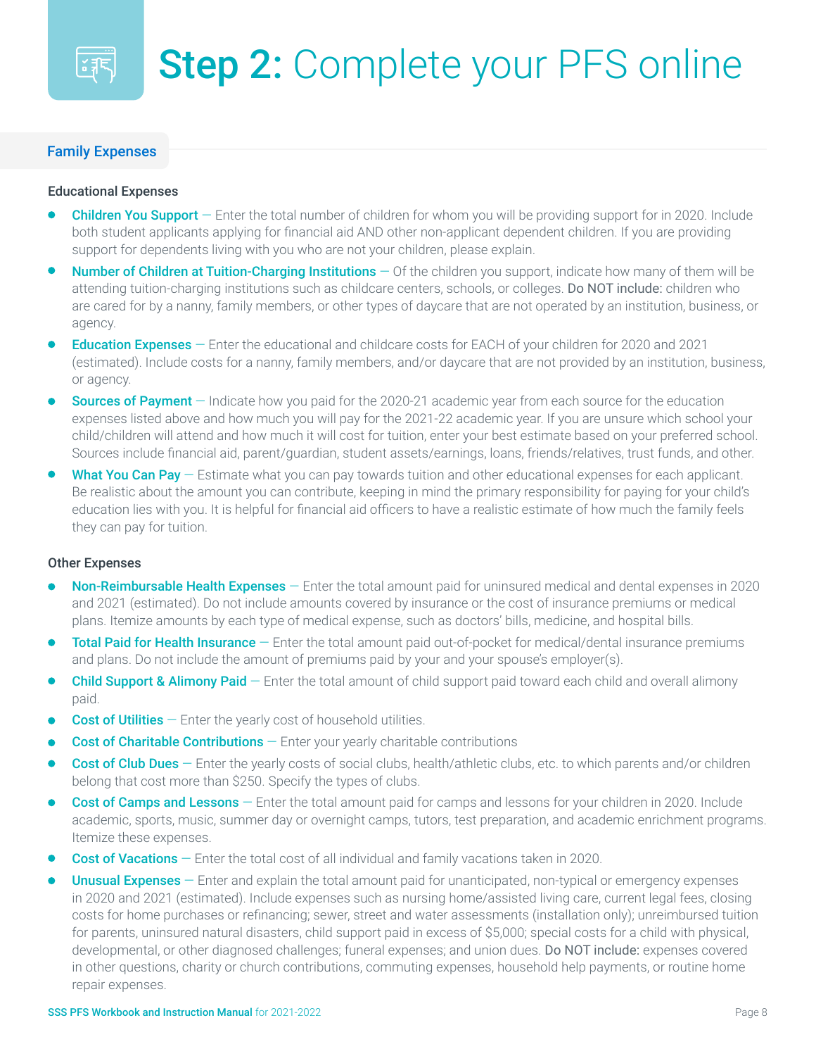# Step 2: Complete your PFS online

## Family Expenses

### Educational Expenses

- **Children You Support** — Enter the total number of children for whom you will be providing support for in 2020. Include both student applicants applying for financial aid AND other non-applicant dependent children. If you are providing support for dependents living with you who are not your children, please explain.
- **Number of Children at Tuition-Charging Institutions** — Of the children you support, indicate how many of them will be attending tuition-charging institutions such as childcare centers, schools, or colleges. Do NOT include: children who are cared for by a nanny, family members, or other types of daycare that are not operated by an institution, business, or agency.
- **Education Expenses** — Enter the educational and childcare costs for EACH of your children for 2020 and 2021 (estimated). Include costs for a nanny, family members, and/or daycare that are not provided by an institution, business, or agency.
- **Sources of Payment** — Indicate how you paid for the 2020-21 academic year from each source for the education expenses listed above and how much you will pay for the 2021-22 academic year. If you are unsure which school your child/children will attend and how much it will cost for tuition, enter your best estimate based on your preferred school. Sources include financial aid, parent/guardian, student assets/earnings, loans, friends/relatives, trust funds, and other.
- **What You Can Pay** — Estimate what you can pay towards tuition and other educational expenses for each applicant. Be realistic about the amount you can contribute, keeping in mind the primary responsibility for paying for your child's education lies with you. It is helpful for financial aid officers to have a realistic estimate of how much the family feels they can pay for tuition.

### Other Expenses

- **Non-Reimbursable Health Expenses** — Enter the total amount paid for uninsured medical and dental expenses in 2020 and 2021 (estimated). Do not include amounts covered by insurance or the cost of insurance premiums or medical plans. Itemize amounts by each type of medical expense, such as doctors' bills, medicine, and hospital bills.
- **Total Paid for Health Insurance** — Enter the total amount paid out-of-pocket for medical/dental insurance premiums and plans. Do not include the amount of premiums paid by your and your spouse's employer(s).
- **Child Support & Alimony Paid** — Enter the total amount of child support paid toward each child and overall alimony paid.
- **Cost of Utilities** — Enter the yearly cost of household utilities.
- **Cost of Charitable Contributions** — Enter your yearly charitable contributions
- **Cost of Club Dues** — Enter the yearly costs of social clubs, health/athletic clubs, etc. to which parents and/or children belong that cost more than $250. Specify the types of clubs.
- **Cost of Camps and Lessons** — Enter the total amount paid for camps and lessons for your children in 2020. Include academic, sports, music, summer day or overnight camps, tutors, test preparation, and academic enrichment programs. Itemize these expenses.
- **Cost of Vacations** — Enter the total cost of all individual and family vacations taken in 2020.
- **Unusual Expenses** — Enter and explain the total amount paid for unanticipated, non-typical or emergency expenses in 2020 and 2021 (estimated). Include expenses such as nursing home/assisted living care, current legal fees, closing costs for home purchases or refinancing; sewer, street and water assessments (installation only); unreimbursed tuition for parents, uninsured natural disasters, child support paid in excess of $5,000; special costs for a child with physical, developmental, or other diagnosed challenges; funeral expenses; and union dues. Do NOT include: expenses covered in other questions, charity or church contributions, commuting expenses, household help payments, or routine home repair expenses.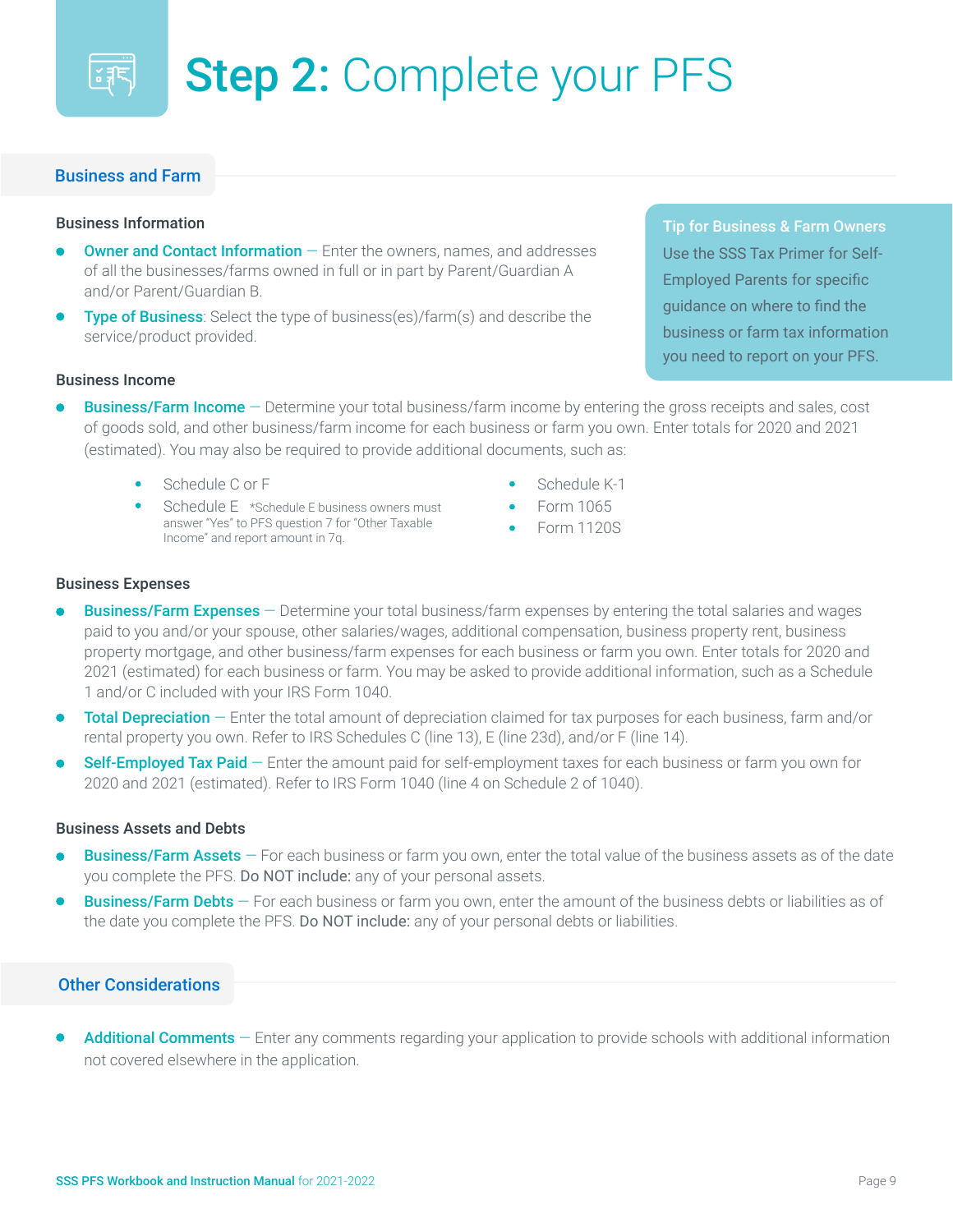# **Step 2:** Complete your PFS

## Business and Farm

### Business Information

- **Owner and Contact Information** — Enter the owners, names, and addresses of all the businesses/farms owned in full or in part by Parent/Guardian A and/or Parent/Guardian B.
- **Type of Business**: Select the type of business(es)/farm(s) and describe the service/product provided.

> **Tip for Business & Farm Owners**
> Use the SSS Tax Primer for Self-Employed Parents for specific guidance on where to find the business or farm tax information you need to report on your PFS.

### Business Income

- **Business/Farm Income** — Determine your total business/farm income by entering the gross receipts and sales, cost of goods sold, and other business/farm income for each business or farm you own. Enter totals for 2020 and 2021 (estimated). You may also be required to provide additional documents, such as:
  - Schedule C or F
  - Schedule E *Schedule E business owners must answer "Yes" to PFS question 7 for "Other Taxable Income" and report amount in 7q.
  - Schedule K-1
  - Form 1065
  - Form 1120S

### Business Expenses

- **Business/Farm Expenses** — Determine your total business/farm expenses by entering the total salaries and wages paid to you and/or your spouse, other salaries/wages, additional compensation, business property rent, business property mortgage, and other business/farm expenses for each business or farm you own. Enter totals for 2020 and 2021 (estimated) for each business or farm. You may be asked to provide additional information, such as a Schedule 1 and/or C included with your IRS Form 1040.
- **Total Depreciation** — Enter the total amount of depreciation claimed for tax purposes for each business, farm and/or rental property you own. Refer to IRS Schedules C (line 13), E (line 23d), and/or F (line 14).
- **Self-Employed Tax Paid** — Enter the amount paid for self-employment taxes for each business or farm you own for 2020 and 2021 (estimated). Refer to IRS Form 1040 (line 4 on Schedule 2 of 1040).

### Business Assets and Debts

- **Business/Farm Assets** — For each business or farm you own, enter the total value of the business assets as of the date you complete the PFS. Do NOT include: any of your personal assets.
- **Business/Farm Debts** — For each business or farm you own, enter the amount of the business debts or liabilities as of the date you complete the PFS. Do NOT include: any of your personal debts or liabilities.

## Other Considerations

- **Additional Comments** — Enter any comments regarding your application to provide schools with additional information not covered elsewhere in the application.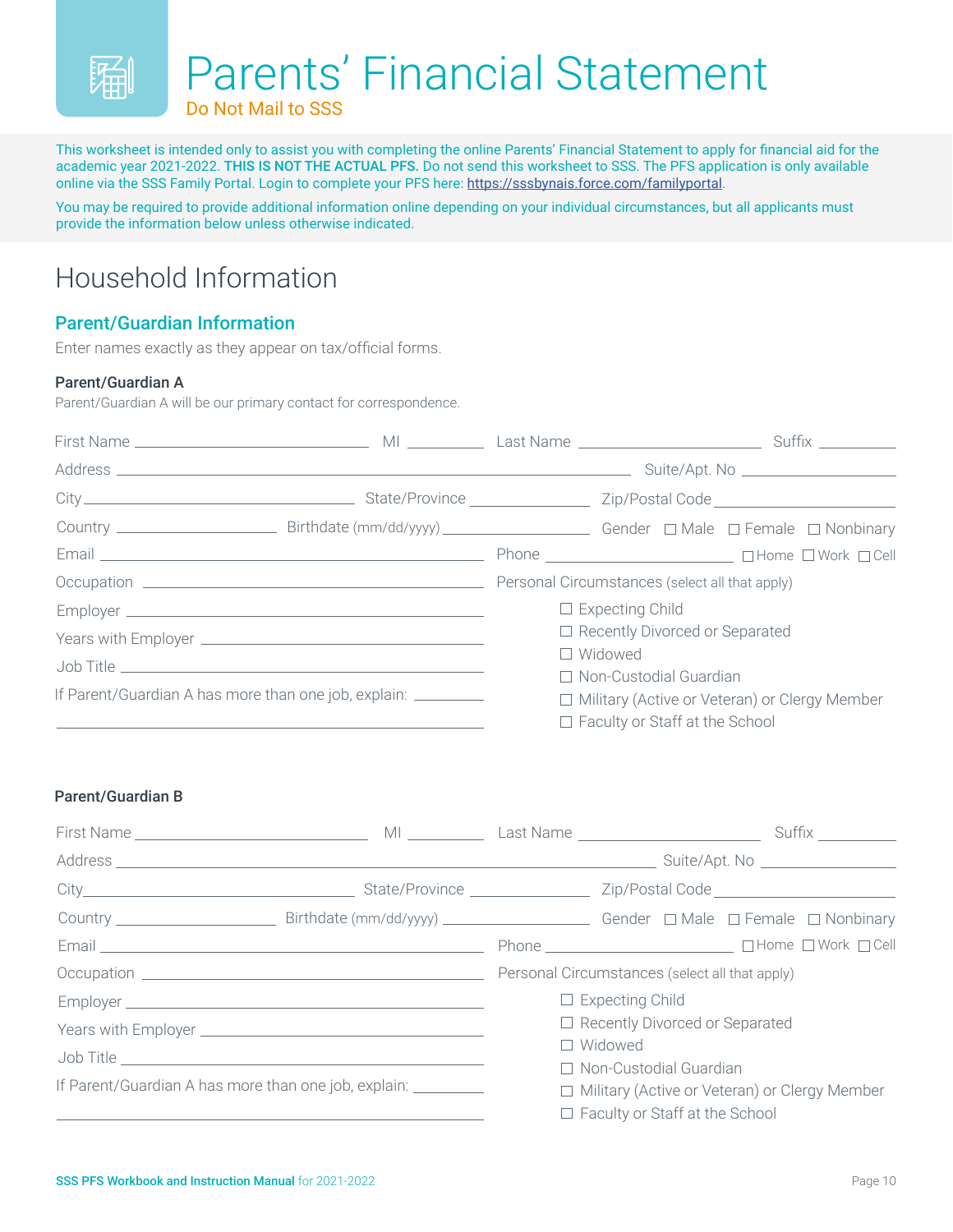# Parents' Financial Statement

Do Not Mail to SSS

This worksheet is intended only to assist you with completing the online Parents' Financial Statement to apply for financial aid for the academic year 2021-2022. **THIS IS NOT THE ACTUAL PFS.** Do not send this worksheet to SSS. The PFS application is only available online via the SSS Family Portal. Login to complete your PFS here: https://sssbynais.force.com/familyportal.

You may be required to provide additional information online depending on your individual circumstances, but all applicants must provide the information below unless otherwise indicated.

## Household Information

### Parent/Guardian Information

Enter names exactly as they appear on tax/official forms.

#### Parent/Guardian A

Parent/Guardian A will be our primary contact for correspondence.

First Name ____________________ MI ________ Last Name ____________________ Suffix ________

Address ________________________________________ Suite/Apt. No ____________

City ____________________ State/Province ____________ Zip/Postal Code ____________

Country ____________ Birthdate (mm/dd/yyyy) ____________ Gender ☐ Male ☐ Female ☐ Nonbinary

Email ____________________________ Phone ____________ ☐ Home ☐ Work ☐ Cell

Occupation ____________________________

Employer ____________________________

Years with Employer ____________________________

Job Title ____________________________

If Parent/Guardian A has more than one job, explain: ____________________________

Personal Circumstances (select all that apply)

- ☐ Expecting Child
- ☐ Recently Divorced or Separated
- ☐ Widowed
- ☐ Non-Custodial Guardian
- ☐ Military (Active or Veteran) or Clergy Member
- ☐ Faculty or Staff at the School

#### Parent/Guardian B

First Name ____________________ MI ________ Last Name ____________________ Suffix ________

Address ________________________________________ Suite/Apt. No ____________

City ____________________ State/Province ____________ Zip/Postal Code ____________

Country ____________ Birthdate (mm/dd/yyyy) ____________ Gender ☐ Male ☐ Female ☐ Nonbinary

Email ____________________________ Phone ____________ ☐ Home ☐ Work ☐ Cell

Occupation ____________________________

Employer ____________________________

Years with Employer ____________________________

Job Title ____________________________

If Parent/Guardian A has more than one job, explain: ____________________________

Personal Circumstances (select all that apply)

- ☐ Expecting Child
- ☐ Recently Divorced or Separated
- ☐ Widowed
- ☐ Non-Custodial Guardian
- ☐ Military (Active or Veteran) or Clergy Member
- ☐ Faculty or Staff at the School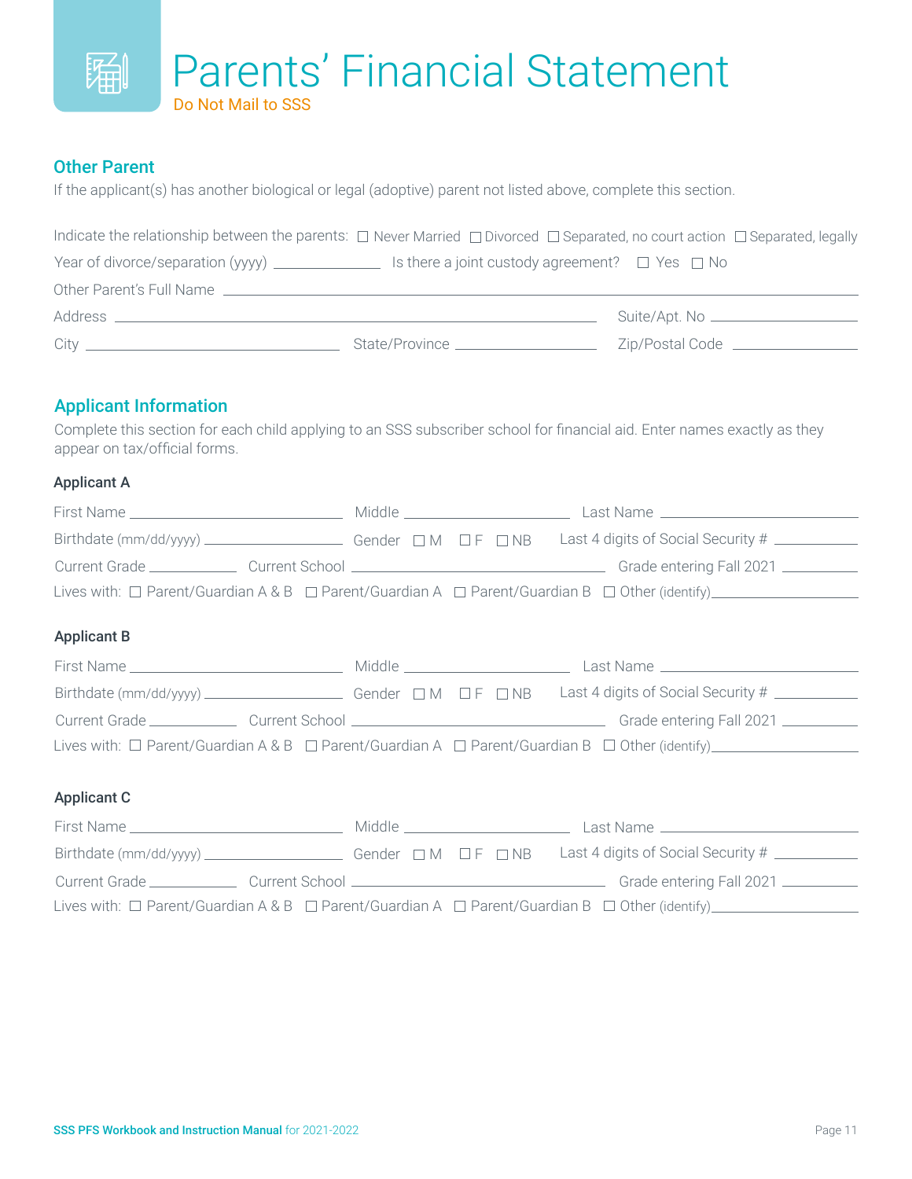# Parents' Financial Statement

Do Not Mail to SSS

## Other Parent

If the applicant(s) has another biological or legal (adoptive) parent not listed above, complete this section.

Indicate the relationship between the parents: ☐ Never Married ☐ Divorced ☐ Separated, no court action ☐ Separated, legally

Year of divorce/separation (yyyy) __________ Is there a joint custody agreement? ☐ Yes ☐ No

Other Parent's Full Name ____________________

Address ____________________ Suite/Apt. No __________

City __________ State/Province __________ Zip/Postal Code __________

## Applicant Information

Complete this section for each child applying to an SSS subscriber school for financial aid. Enter names exactly as they appear on tax/official forms.

### Applicant A

First Name __________ Middle __________ Last Name __________

Birthdate (mm/dd/yyyy) __________ Gender ☐ M ☐ F ☐ NB Last 4 digits of Social Security # __________

Current Grade __________ Current School __________ Grade entering Fall 2021 __________

Lives with: ☐ Parent/Guardian A & B ☐ Parent/Guardian A ☐ Parent/Guardian B ☐ Other (identify) __________

### Applicant B

First Name __________ Middle __________ Last Name __________

Birthdate (mm/dd/yyyy) __________ Gender ☐ M ☐ F ☐ NB Last 4 digits of Social Security # __________

Current Grade __________ Current School __________ Grade entering Fall 2021 __________

Lives with: ☐ Parent/Guardian A & B ☐ Parent/Guardian A ☐ Parent/Guardian B ☐ Other (identify) __________

### Applicant C

First Name __________ Middle __________ Last Name __________

Birthdate (mm/dd/yyyy) __________ Gender ☐ M ☐ F ☐ NB Last 4 digits of Social Security # __________

Current Grade __________ Current School __________ Grade entering Fall 2021 __________

Lives with: ☐ Parent/Guardian A & B ☐ Parent/Guardian A ☐ Parent/Guardian B ☐ Other (identify) __________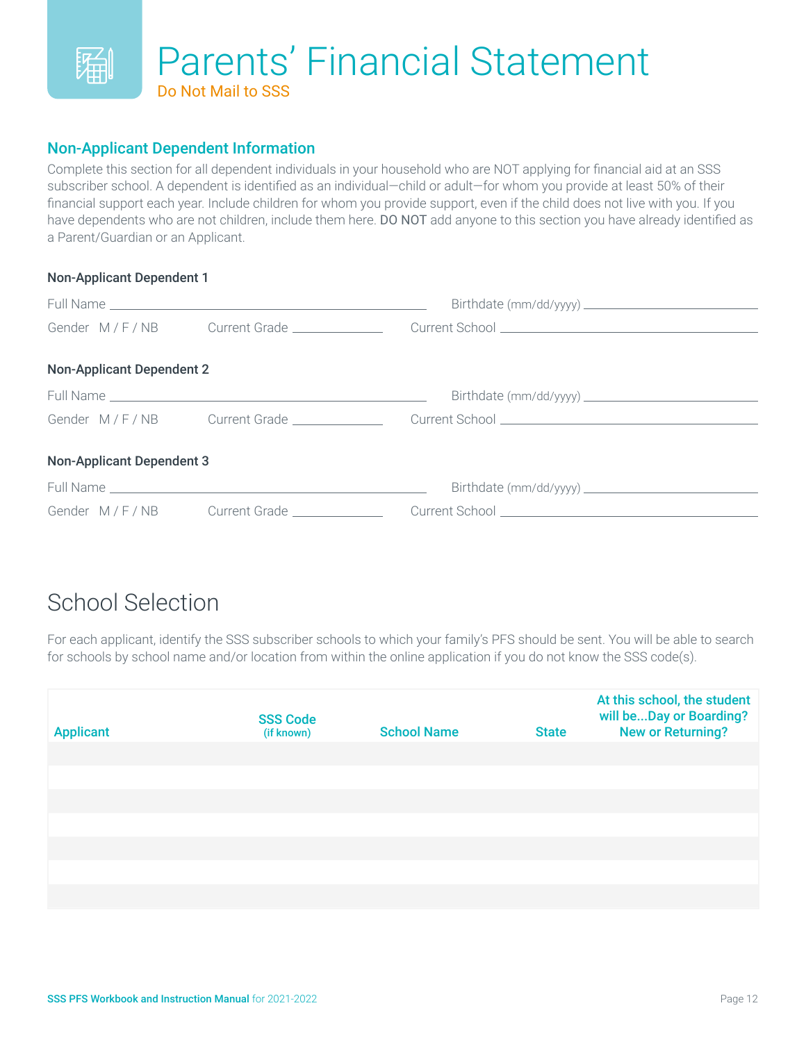# Parents' Financial Statement

Do Not Mail to SSS

## Non-Applicant Dependent Information

Complete this section for all dependent individuals in your household who are NOT applying for financial aid at an SSS subscriber school. A dependent is identified as an individual—child or adult—for whom you provide at least 50% of their financial support each year. Include children for whom you provide support, even if the child does not live with you. If you have dependents who are not children, include them here. DO NOT add anyone to this section you have already identified as a Parent/Guardian or an Applicant.

### Non-Applicant Dependent 1

Full Name ______________________________ Birthdate (mm/dd/yyyy) ____________________

Gender M / F / NB Current Grade ____________ Current School ______________________________

### Non-Applicant Dependent 2

Full Name ______________________________ Birthdate (mm/dd/yyyy) ____________________

Gender M / F / NB Current Grade ____________ Current School ______________________________

### Non-Applicant Dependent 3

Full Name ______________________________ Birthdate (mm/dd/yyyy) ____________________

Gender M / F / NB Current Grade ____________ Current School ______________________________

## School Selection

For each applicant, identify the SSS subscriber schools to which your family's PFS should be sent. You will be able to search for schools by school name and/or location from within the online application if you do not know the SSS code(s).

| Applicant | SSS Code (if known) | School Name | State | At this school, the student will be...Day or Boarding? New or Returning? |
|---|---|---|---|---|
| | | | | |
| | | | | |
| | | | | |
| | | | | |
| | | | | |
| | | | | |
| | | | | |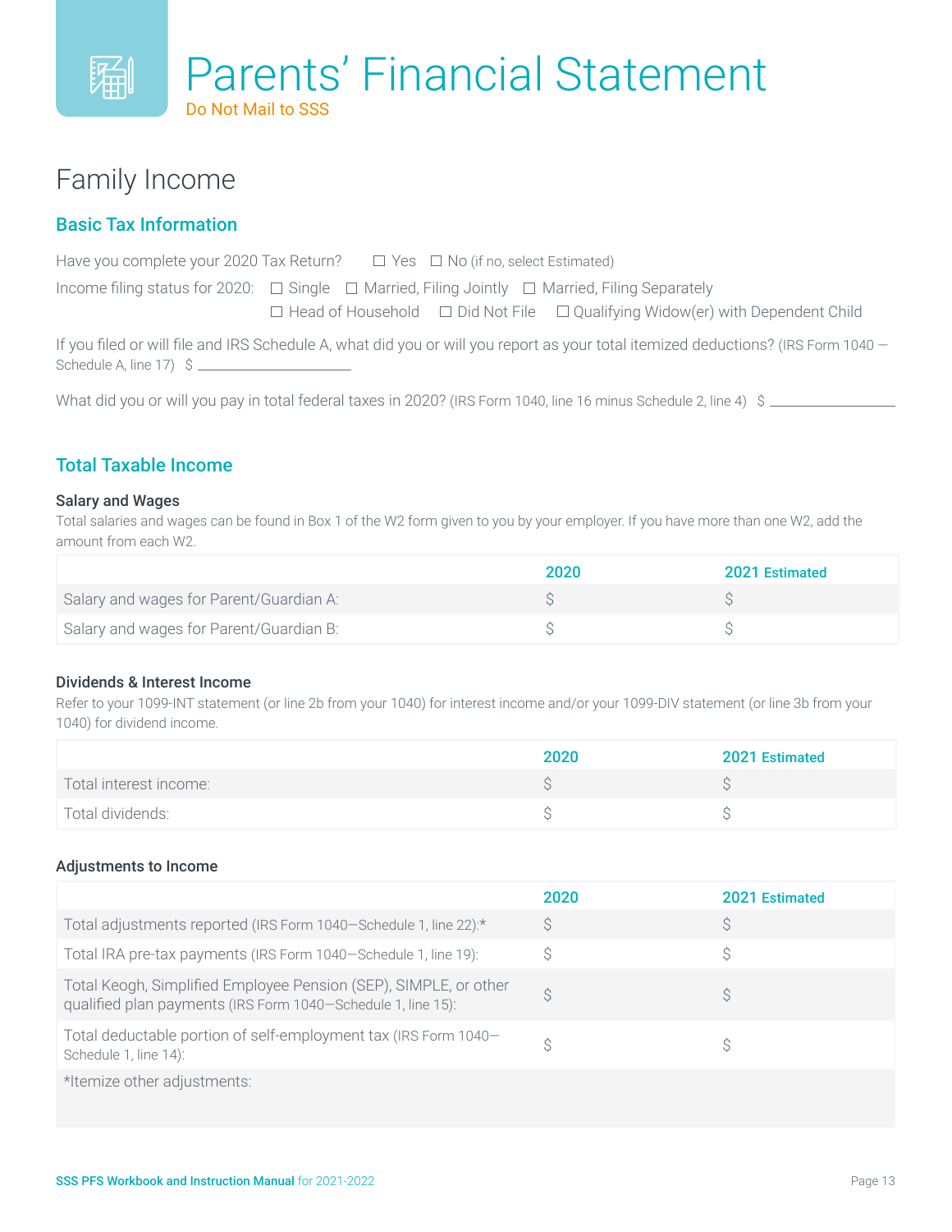# Parents' Financial Statement

Do Not Mail to SSS

## Family Income

### Basic Tax Information

Have you complete your 2020 Tax Return? ☐ Yes ☐ No (if no, select Estimated)

Income filing status for 2020: ☐ Single ☐ Married, Filing Jointly ☐ Married, Filing Separately ☐ Head of Household ☐ Did Not File ☐ Qualifying Widow(er) with Dependent Child

If you filed or will file and IRS Schedule A, what did you or will you report as your total itemized deductions? (IRS Form 1040 — Schedule A, line 17) $ ______________

What did you or will you pay in total federal taxes in 2020? (IRS Form 1040, line 16 minus Schedule 2, line 4) $ ______________

### Total Taxable Income

**Salary and Wages**

Total salaries and wages can be found in Box 1 of the W2 form given to you by your employer. If you have more than one W2, add the amount from each W2.

| | 2020 | 2021 Estimated |
|---|---|---|
| Salary and wages for Parent/Guardian A: | $ | $ |
| Salary and wages for Parent/Guardian B: | $ | $ |

**Dividends & Interest Income**

Refer to your 1099-INT statement (or line 2b from your 1040) for interest income and/or your 1099-DIV statement (or line 3b from your 1040) for dividend income.

| | 2020 | 2021 Estimated |
|---|---|---|
| Total interest income: | $ | $ |
| Total dividends: | $ | $ |

**Adjustments to Income**

| | 2020 | 2021 Estimated |
|---|---|---|
| Total adjustments reported (IRS Form 1040—Schedule 1, line 22):* | $ | $ |
| Total IRA pre-tax payments (IRS Form 1040—Schedule 1, line 19): | $ | $ |
| Total Keogh, Simplified Employee Pension (SEP), SIMPLE, or other qualified plan payments (IRS Form 1040—Schedule 1, line 15): | $ | $ |
| Total deductable portion of self-employment tax (IRS Form 1040—Schedule 1, line 14): | $ | $ |
| *Itemize other adjustments: | | |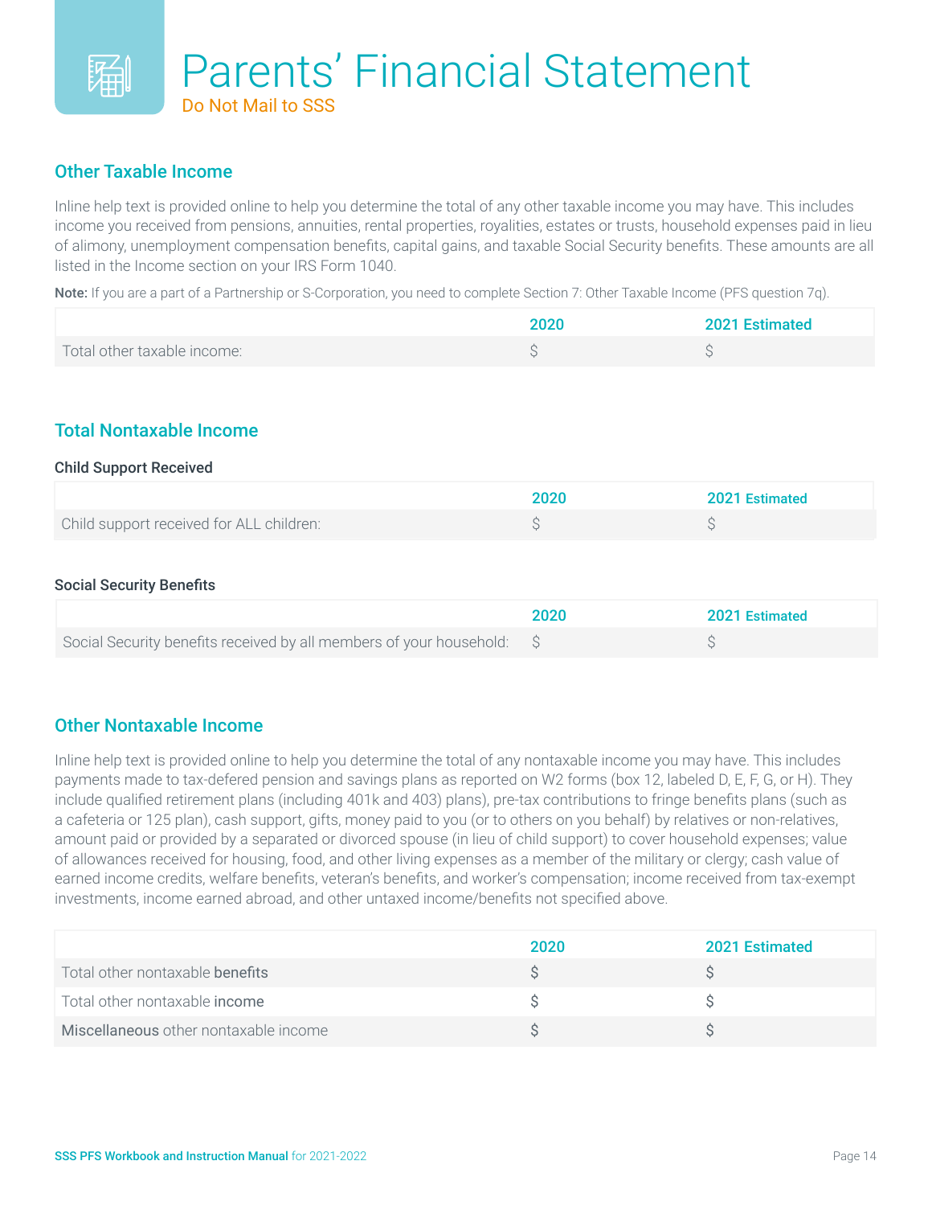# Parents' Financial Statement

Do Not Mail to SSS

## Other Taxable Income

Inline help text is provided online to help you determine the total of any other taxable income you may have. This includes income you received from pensions, annuities, rental properties, royalities, estates or trusts, household expenses paid in lieu of alimony, unemployment compensation benefits, capital gains, and taxable Social Security benefits. These amounts are all listed in the Income section on your IRS Form 1040.

**Note:** If you are a part of a Partnership or S-Corporation, you need to complete Section 7: Other Taxable Income (PFS question 7q).

| | 2020 | 2021 Estimated |
|---|---|---|
| Total other taxable income: | $ | $ |

## Total Nontaxable Income

### Child Support Received

| | 2020 | 2021 Estimated |
|---|---|---|
| Child support received for ALL children: | $ | $ |

### Social Security Benefits

| | 2020 | 2021 Estimated |
|---|---|---|
| Social Security benefits received by all members of your household: | $ | $ |

## Other Nontaxable Income

Inline help text is provided online to help you determine the total of any nontaxable income you may have. This includes payments made to tax-defered pension and savings plans as reported on W2 forms (box 12, labeled D, E, F, G, or H). They include qualified retirement plans (including 401k and 403) plans), pre-tax contributions to fringe benefits plans (such as a cafeteria or 125 plan), cash support, gifts, money paid to you (or to others on you behalf) by relatives or non-relatives, amount paid or provided by a separated or divorced spouse (in lieu of child support) to cover household expenses; value of allowances received for housing, food, and other living expenses as a member of the military or clergy; cash value of earned income credits, welfare benefits, veteran's benefits, and worker's compensation; income received from tax-exempt investments, income earned abroad, and other untaxed income/benefits not specified above.

| | 2020 | 2021 Estimated |
|---|---|---|
| Total other nontaxable **benefits** | $ | $ |
| Total other nontaxable **income** | $ | $ |
| **Miscellaneous** other nontaxable income | $ | $ |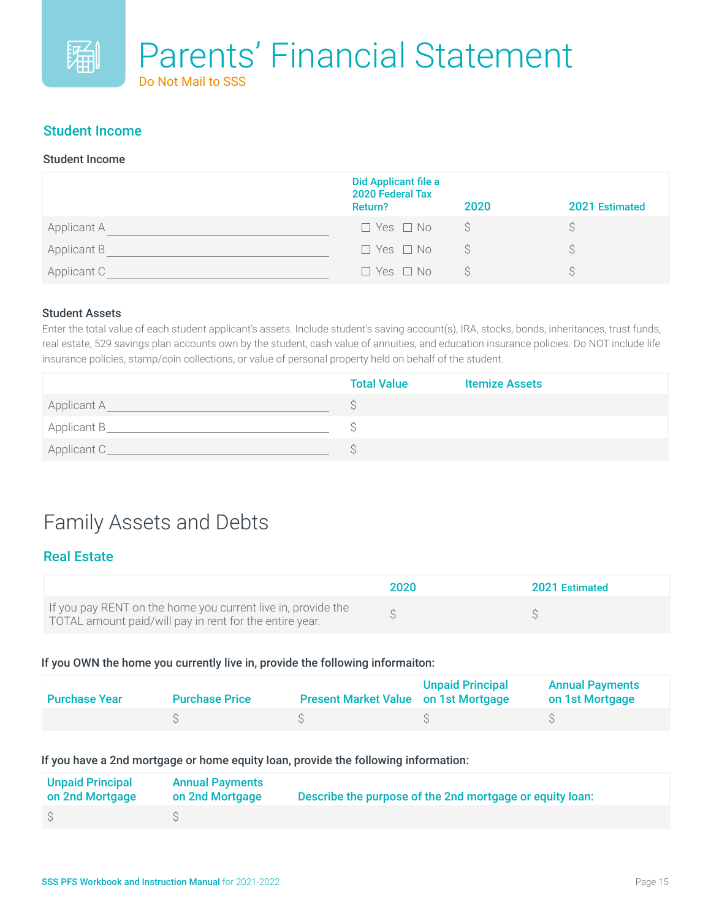# Parents' Financial Statement

Do Not Mail to SSS

## Student Income

### Student Income

| | Did Applicant file a 2020 Federal Tax Return? | 2020 | 2021 Estimated |
|---|---|---|---|
| Applicant A ______________________ | ☐ Yes ☐ No | $ | $ |
| Applicant B ______________________ | ☐ Yes ☐ No | $ | $ |
| Applicant C ______________________ | ☐ Yes ☐ No | $ | $ |

### Student Assets

Enter the total value of each student applicant's assets. Include student's saving account(s), IRA, stocks, bonds, inheritances, trust funds, real estate, 529 savings plan accounts own by the student, cash value of annuities, and education insurance policies. Do NOT include life insurance policies, stamp/coin collections, or value of personal property held on behalf of the student.

| | Total Value | Itemize Assets |
|---|---|---|
| Applicant A ______________________ | $ | |
| Applicant B ______________________ | $ | |
| Applicant C ______________________ | $ | |

# Family Assets and Debts

## Real Estate

| | 2020 | 2021 Estimated |
|---|---|---|
| If you pay RENT on the home you current live in, provide the TOTAL amount paid/will pay in rent for the entire year. | $ | $ |

**If you OWN the home you currently live in, provide the following informaiton:**

| Purchase Year | Purchase Price | Present Market Value | Unpaid Principal on 1st Mortgage | Annual Payments on 1st Mortgage |
|---|---|---|---|---|
| | $ | $ | $ | $ |

**If you have a 2nd mortgage or home equity loan, provide the following information:**

| Unpaid Principal on 2nd Mortgage | Annual Payments on 2nd Mortgage | Describe the purpose of the 2nd mortgage or equity loan: |
|---|---|---|
| $ | $ | |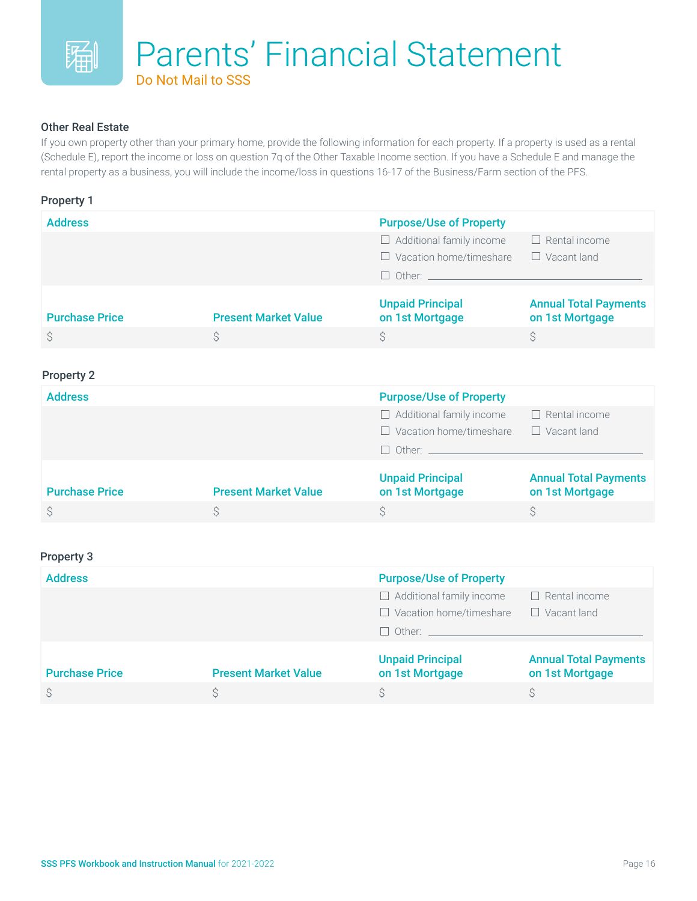# Parents' Financial Statement

Do Not Mail to SSS

### Other Real Estate

If you own property other than your primary home, provide the following information for each property. If a property is used as a rental (Schedule E), report the income or loss on question 7q of the Other Taxable Income section. If you have a Schedule E and manage the rental property as a business, you will include the income/loss in questions 16-17 of the Business/Farm section of the PFS.

#### Property 1

**Address**

**Purpose/Use of Property**

- ☐ Additional family income
- ☐ Rental income
- ☐ Vacation home/timeshare
- ☐ Vacant land
- ☐ Other: ______________________

| Purchase Price | Present Market Value | Unpaid Principal on 1st Mortgage | Annual Total Payments on 1st Mortgage |
|---|---|---|---|
| $ | $ | $ | $ |

#### Property 2

**Address**

**Purpose/Use of Property**

- ☐ Additional family income
- ☐ Rental income
- ☐ Vacation home/timeshare
- ☐ Vacant land
- ☐ Other: ______________________

| Purchase Price | Present Market Value | Unpaid Principal on 1st Mortgage | Annual Total Payments on 1st Mortgage |
|---|---|---|---|
| $ | $ | $ | $ |

#### Property 3

**Address**

**Purpose/Use of Property**

- ☐ Additional family income
- ☐ Rental income
- ☐ Vacation home/timeshare
- ☐ Vacant land
- ☐ Other: ______________________

| Purchase Price | Present Market Value | Unpaid Principal on 1st Mortgage | Annual Total Payments on 1st Mortgage |
|---|---|---|---|
| $ | $ | $ | $ |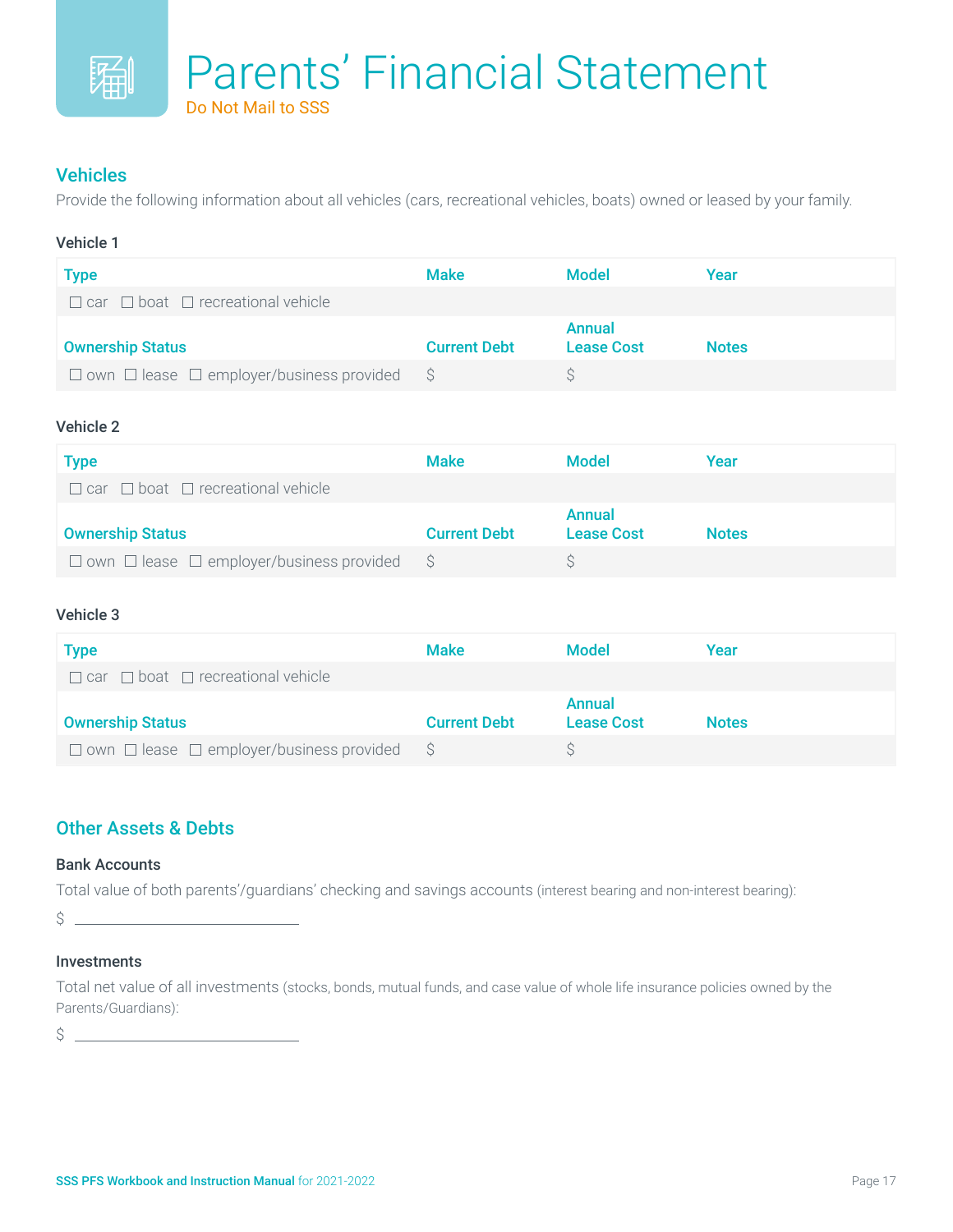# Parents' Financial Statement

Do Not Mail to SSS

## Vehicles

Provide the following information about all vehicles (cars, recreational vehicles, boats) owned or leased by your family.

### Vehicle 1

| Type | Make | Model | Year |
|---|---|---|---|
| ☐ car ☐ boat ☐ recreational vehicle | | | |
| **Ownership Status** | **Current Debt** | **Annual Lease Cost** | **Notes** |
| ☐ own ☐ lease ☐ employer/business provided | $ | $ | |

### Vehicle 2

| Type | Make | Model | Year |
|---|---|---|---|
| ☐ car ☐ boat ☐ recreational vehicle | | | |
| **Ownership Status** | **Current Debt** | **Annual Lease Cost** | **Notes** |
| ☐ own ☐ lease ☐ employer/business provided | $ | $ | |

### Vehicle 3

| Type | Make | Model | Year |
|---|---|---|---|
| ☐ car ☐ boat ☐ recreational vehicle | | | |
| **Ownership Status** | **Current Debt** | **Annual Lease Cost** | **Notes** |
| ☐ own ☐ lease ☐ employer/business provided | $ | $ | |

## Other Assets & Debts

### Bank Accounts

Total value of both parents'/guardians' checking and savings accounts (interest bearing and non-interest bearing):

$ ______________________________

### Investments

Total net value of all investments (stocks, bonds, mutual funds, and case value of whole life insurance policies owned by the Parents/Guardians):

$ ______________________________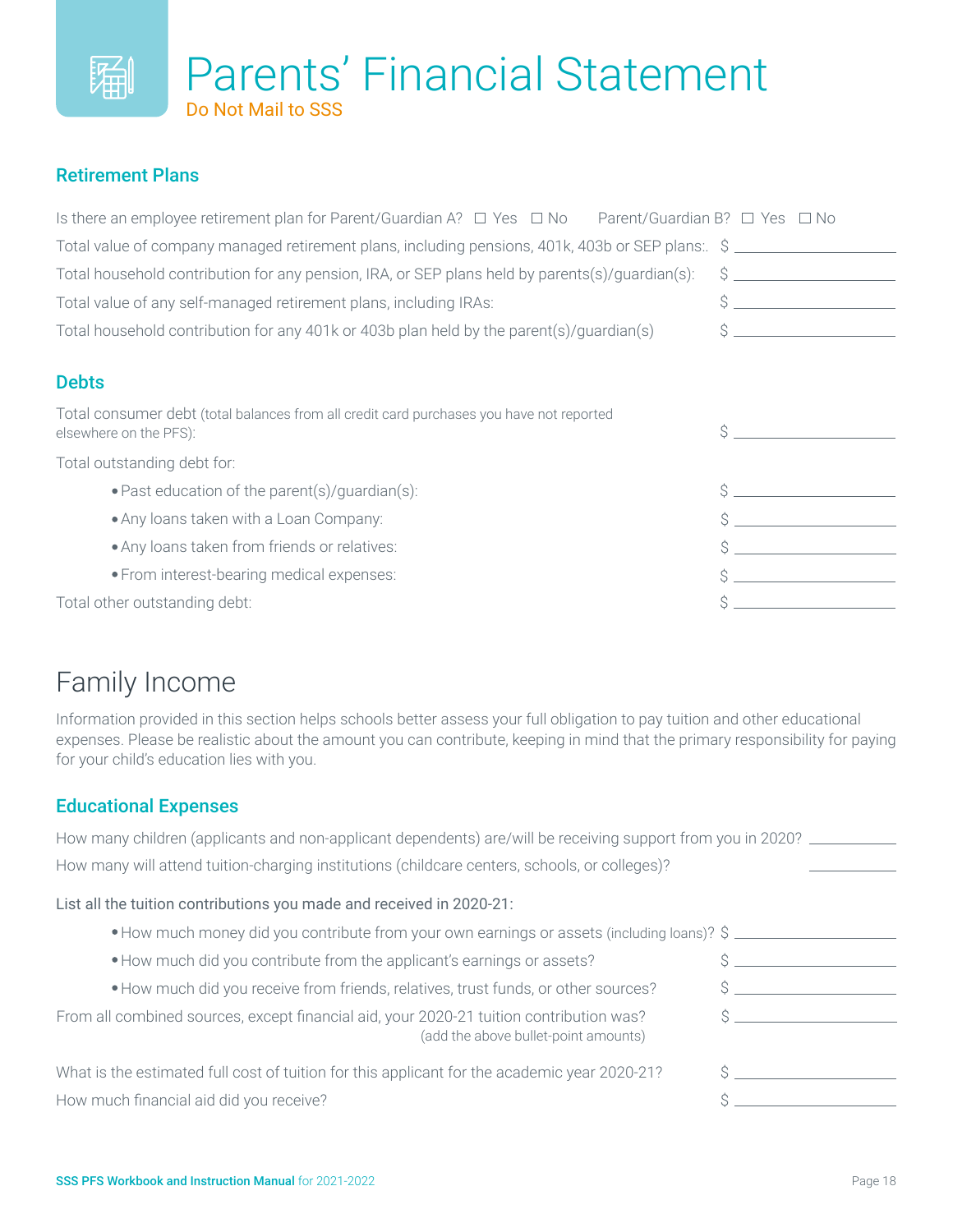# Parents' Financial Statement

Do Not Mail to SSS

### Retirement Plans

Is there an employee retirement plan for Parent/Guardian A? ☐ Yes ☐ No Parent/Guardian B? ☐ Yes ☐ No

Total value of company managed retirement plans, including pensions, 401k, 403b or SEP plans:. $ ____________

Total household contribution for any pension, IRA, or SEP plans held by parents(s)/guardian(s): $ ____________

Total value of any self-managed retirement plans, including IRAs: $ ____________

Total household contribution for any 401k or 403b plan held by the parent(s)/guardian(s) $ ____________

### Debts

Total consumer debt (total balances from all credit card purchases you have not reported elsewhere on the PFS): $ ____________

Total outstanding debt for:

- Past education of the parent(s)/guardian(s): $ ____________
- Any loans taken with a Loan Company: $ ____________
- Any loans taken from friends or relatives: $ ____________
- From interest-bearing medical expenses: $ ____________

Total other outstanding debt: $ ____________

## Family Income

Information provided in this section helps schools better assess your full obligation to pay tuition and other educational expenses. Please be realistic about the amount you can contribute, keeping in mind that the primary responsibility for paying for your child's education lies with you.

### Educational Expenses

How many children (applicants and non-applicant dependents) are/will be receiving support from you in 2020? ________

How many will attend tuition-charging institutions (childcare centers, schools, or colleges)? ________

List all the tuition contributions you made and received in 2020-21:

- How much money did you contribute from your own earnings or assets (including loans)? $ ____________
- How much did you contribute from the applicant's earnings or assets? $ ____________
- How much did you receive from friends, relatives, trust funds, or other sources? $ ____________

From all combined sources, except financial aid, your 2020-21 tuition contribution was? (add the above bullet-point amounts) $ ____________

What is the estimated full cost of tuition for this applicant for the academic year 2020-21? $ ____________

How much financial aid did you receive? $ ____________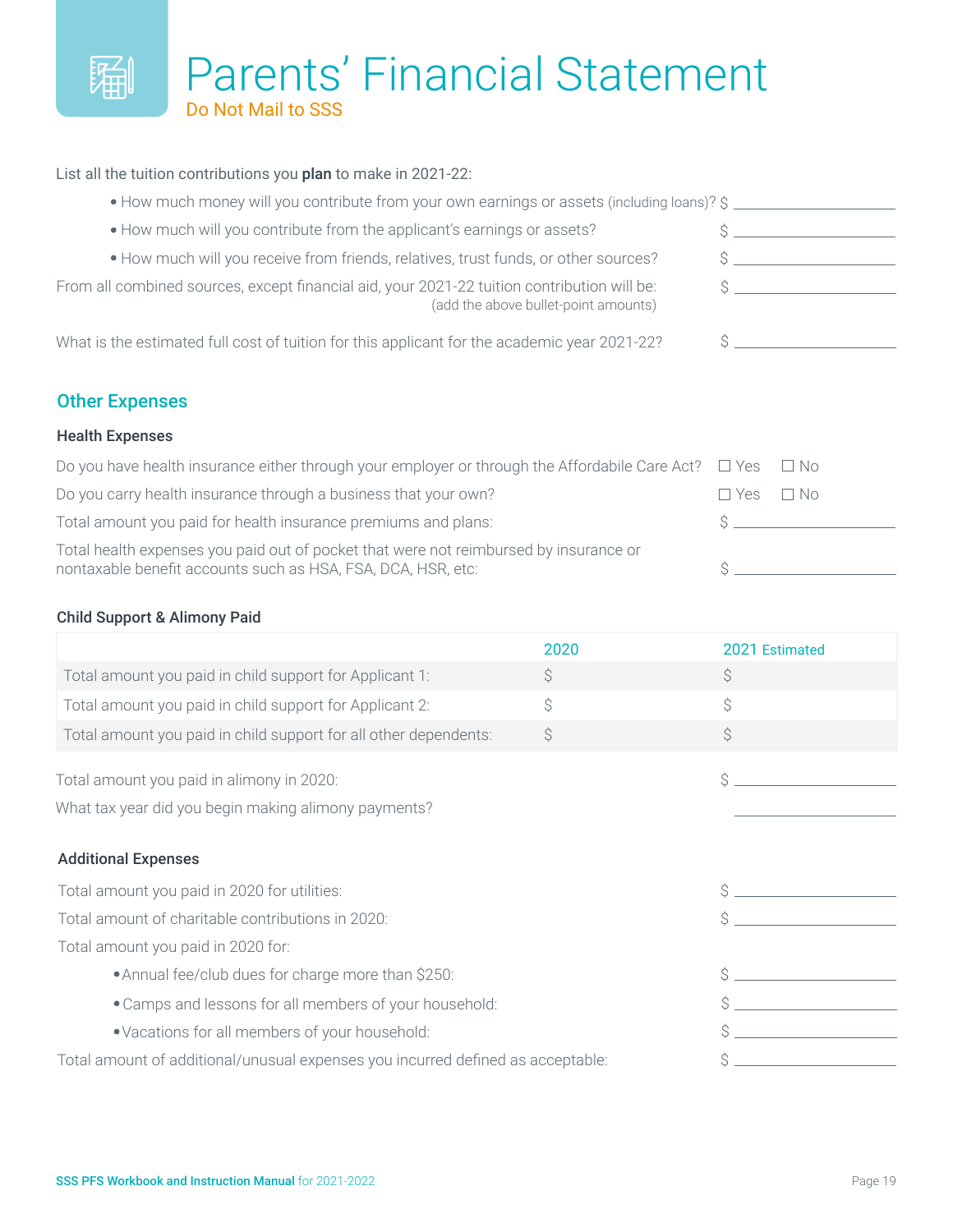# Parents' Financial Statement

Do Not Mail to SSS

List all the tuition contributions you **plan** to make in 2021-22:

- How much money will you contribute from your own earnings or assets (including loans)? $ ____________
- How much will you contribute from the applicant's earnings or assets? $ ____________
- How much will you receive from friends, relatives, trust funds, or other sources? $ ____________

From all combined sources, except financial aid, your 2021-22 tuition contribution will be: (add the above bullet-point amounts) $ ____________

What is the estimated full cost of tuition for this applicant for the academic year 2021-22? $ ____________

## Other Expenses

### Health Expenses

Do you have health insurance either through your employer or through the Affordabile Care Act? ☐ Yes ☐ No

Do you carry health insurance through a business that your own? ☐ Yes ☐ No

Total amount you paid for health insurance premiums and plans: $ ____________

Total health expenses you paid out of pocket that were not reimbursed by insurance or nontaxable benefit accounts such as HSA, FSA, DCA, HSR, etc: $ ____________

### Child Support & Alimony Paid

| | 2020 | 2021 Estimated |
|---|---|---|
| Total amount you paid in child support for Applicant 1: | $ | $ |
| Total amount you paid in child support for Applicant 2: | $ | $ |
| Total amount you paid in child support for all other dependents: | $ | $ |

Total amount you paid in alimony in 2020: $ ____________

What tax year did you begin making alimony payments? ____________

### Additional Expenses

Total amount you paid in 2020 for utilities: $ ____________

Total amount of charitable contributions in 2020: $ ____________

Total amount you paid in 2020 for:

- Annual fee/club dues for charge more than $250: $ ____________
- Camps and lessons for all members of your household: $ ____________
- Vacations for all members of your household: $ ____________

Total amount of additional/unusual expenses you incurred defined as acceptable: $ ____________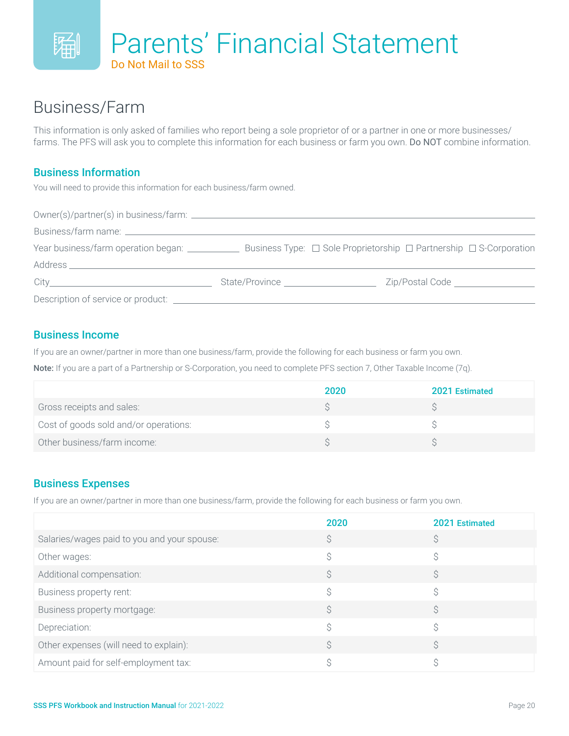# Parents' Financial Statement

Do Not Mail to SSS

## Business/Farm

This information is only asked of families who report being a sole proprietor of or a partner in one or more businesses/farms. The PFS will ask you to complete this information for each business or farm you own. Do NOT combine information.

### Business Information

You will need to provide this information for each business/farm owned.

Owner(s)/partner(s) in business/farm: ______________________________

Business/farm name: ______________________________

Year business/farm operation began: __________ Business Type: ☐ Sole Proprietorship ☐ Partnership ☐ S-Corporation

Address ______________________________

City______________________ State/Province ______________ Zip/Postal Code ______________

Description of service or product: ______________________________

### Business Income

If you are an owner/partner in more than one business/farm, provide the following for each business or farm you own.

**Note:** If you are a part of a Partnership or S-Corporation, you need to complete PFS section 7, Other Taxable Income (7q).

| | 2020 | 2021 Estimated |
|---|---|---|
| Gross receipts and sales: | $ | $ |
| Cost of goods sold and/or operations: | $ | $ |
| Other business/farm income: | $ | $ |

### Business Expenses

If you are an owner/partner in more than one business/farm, provide the following for each business or farm you own.

| | 2020 | 2021 Estimated |
|---|---|---|
| Salaries/wages paid to you and your spouse: | $ | $ |
| Other wages: | $ | $ |
| Additional compensation: | $ | $ |
| Business property rent: | $ | $ |
| Business property mortgage: | $ | $ |
| Depreciation: | $ | $ |
| Other expenses (will need to explain): | $ | $ |
| Amount paid for self-employment tax: | $ | $ |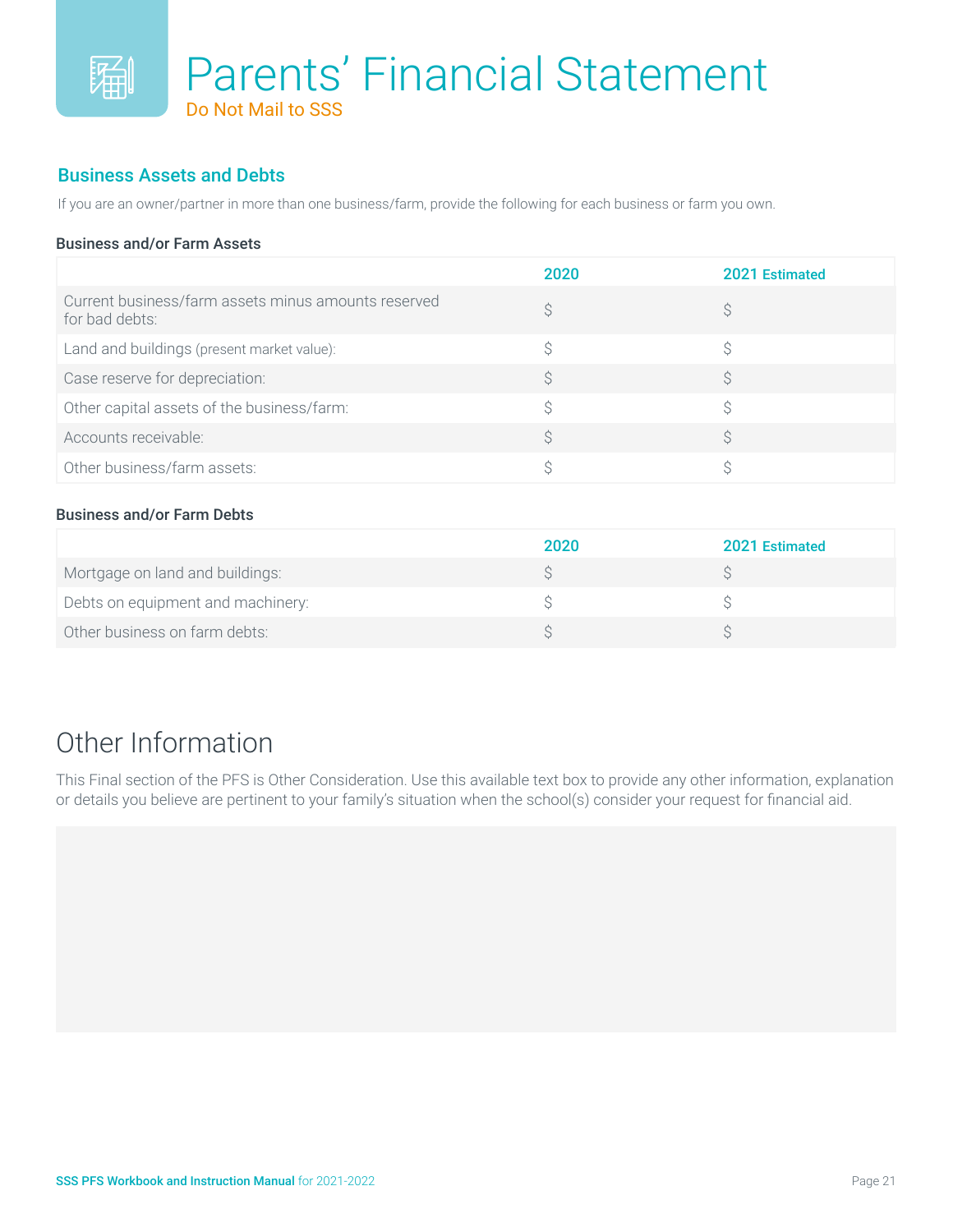# Parents' Financial Statement

Do Not Mail to SSS

## Business Assets and Debts

If you are an owner/partner in more than one business/farm, provide the following for each business or farm you own.

### Business and/or Farm Assets

| | 2020 | 2021 Estimated |
|---|---|---|
| Current business/farm assets minus amounts reserved for bad debts: | $ | $ |
| Land and buildings (present market value): | $ | $ |
| Case reserve for depreciation: | $ | $ |
| Other capital assets of the business/farm: | $ | $ |
| Accounts receivable: | $ | $ |
| Other business/farm assets: | $ | $ |

### Business and/or Farm Debts

| | 2020 | 2021 Estimated |
|---|---|---|
| Mortgage on land and buildings: | $ | $ |
| Debts on equipment and machinery: | $ | $ |
| Other business on farm debts: | $ | $ |

# Other Information

This Final section of the PFS is Other Consideration. Use this available text box to provide any other information, explanation or details you believe are pertinent to your family's situation when the school(s) consider your request for financial aid.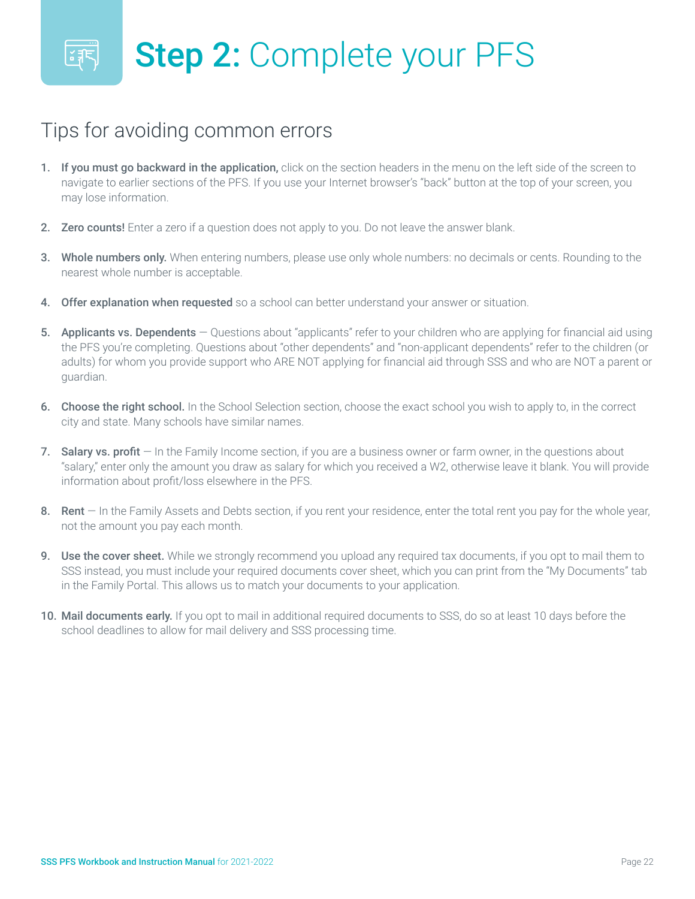# **Step 2:** Complete your PFS

## Tips for avoiding common errors

1. **If you must go backward in the application,** click on the section headers in the menu on the left side of the screen to navigate to earlier sections of the PFS. If you use your Internet browser's "back" button at the top of your screen, you may lose information.

2. **Zero counts!** Enter a zero if a question does not apply to you. Do not leave the answer blank.

3. **Whole numbers only.** When entering numbers, please use only whole numbers: no decimals or cents. Rounding to the nearest whole number is acceptable.

4. **Offer explanation when requested** so a school can better understand your answer or situation.

5. **Applicants vs. Dependents** — Questions about "applicants" refer to your children who are applying for financial aid using the PFS you're completing. Questions about "other dependents" and "non-applicant dependents" refer to the children (or adults) for whom you provide support who ARE NOT applying for financial aid through SSS and who are NOT a parent or guardian.

6. **Choose the right school.** In the School Selection section, choose the exact school you wish to apply to, in the correct city and state. Many schools have similar names.

7. **Salary vs. profit** — In the Family Income section, if you are a business owner or farm owner, in the questions about "salary," enter only the amount you draw as salary for which you received a W2, otherwise leave it blank. You will provide information about profit/loss elsewhere in the PFS.

8. **Rent** — In the Family Assets and Debts section, if you rent your residence, enter the total rent you pay for the whole year, not the amount you pay each month.

9. **Use the cover sheet.** While we strongly recommend you upload any required tax documents, if you opt to mail them to SSS instead, you must include your required documents cover sheet, which you can print from the "My Documents" tab in the Family Portal. This allows us to match your documents to your application.

10. **Mail documents early.** If you opt to mail in additional required documents to SSS, do so at least 10 days before the school deadlines to allow for mail delivery and SSS processing time.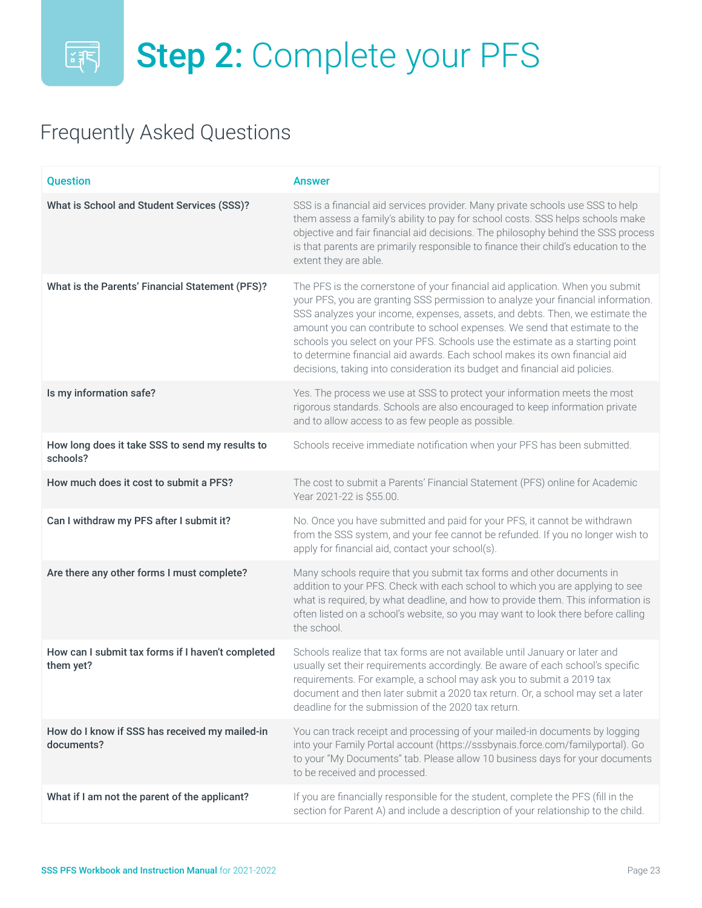# **Step 2:** Complete your PFS

## Frequently Asked Questions

| Question | Answer |
|---|---|
| **What is School and Student Services (SSS)?** | SSS is a financial aid services provider. Many private schools use SSS to help them assess a family's ability to pay for school costs. SSS helps schools make objective and fair financial aid decisions. The philosophy behind the SSS process is that parents are primarily responsible to finance their child's education to the extent they are able. |
| **What is the Parents' Financial Statement (PFS)?** | The PFS is the cornerstone of your financial aid application. When you submit your PFS, you are granting SSS permission to analyze your financial information. SSS analyzes your income, expenses, assets, and debts. Then, we estimate the amount you can contribute to school expenses. We send that estimate to the schools you select on your PFS. Schools use the estimate as a starting point to determine financial aid awards. Each school makes its own financial aid decisions, taking into consideration its budget and financial aid policies. |
| **Is my information safe?** | Yes. The process we use at SSS to protect your information meets the most rigorous standards. Schools are also encouraged to keep information private and to allow access to as few people as possible. |
| **How long does it take SSS to send my results to schools?** | Schools receive immediate notification when your PFS has been submitted. |
| **How much does it cost to submit a PFS?** | The cost to submit a Parents' Financial Statement (PFS) online for Academic Year 2021-22 is $55.00. |
| **Can I withdraw my PFS after I submit it?** | No. Once you have submitted and paid for your PFS, it cannot be withdrawn from the SSS system, and your fee cannot be refunded. If you no longer wish to apply for financial aid, contact your school(s). |
| **Are there any other forms I must complete?** | Many schools require that you submit tax forms and other documents in addition to your PFS. Check with each school to which you are applying to see what is required, by what deadline, and how to provide them. This information is often listed on a school's website, so you may want to look there before calling the school. |
| **How can I submit tax forms if I haven't completed them yet?** | Schools realize that tax forms are not available until January or later and usually set their requirements accordingly. Be aware of each school's specific requirements. For example, a school may ask you to submit a 2019 tax document and then later submit a 2020 tax return. Or, a school may set a later deadline for the submission of the 2020 tax return. |
| **How do I know if SSS has received my mailed-in documents?** | You can track receipt and processing of your mailed-in documents by logging into your Family Portal account (https://sssbynais.force.com/familyportal). Go to your "My Documents" tab. Please allow 10 business days for your documents to be received and processed. |
| **What if I am not the parent of the applicant?** | If you are financially responsible for the student, complete the PFS (fill in the section for Parent A) and include a description of your relationship to the child. |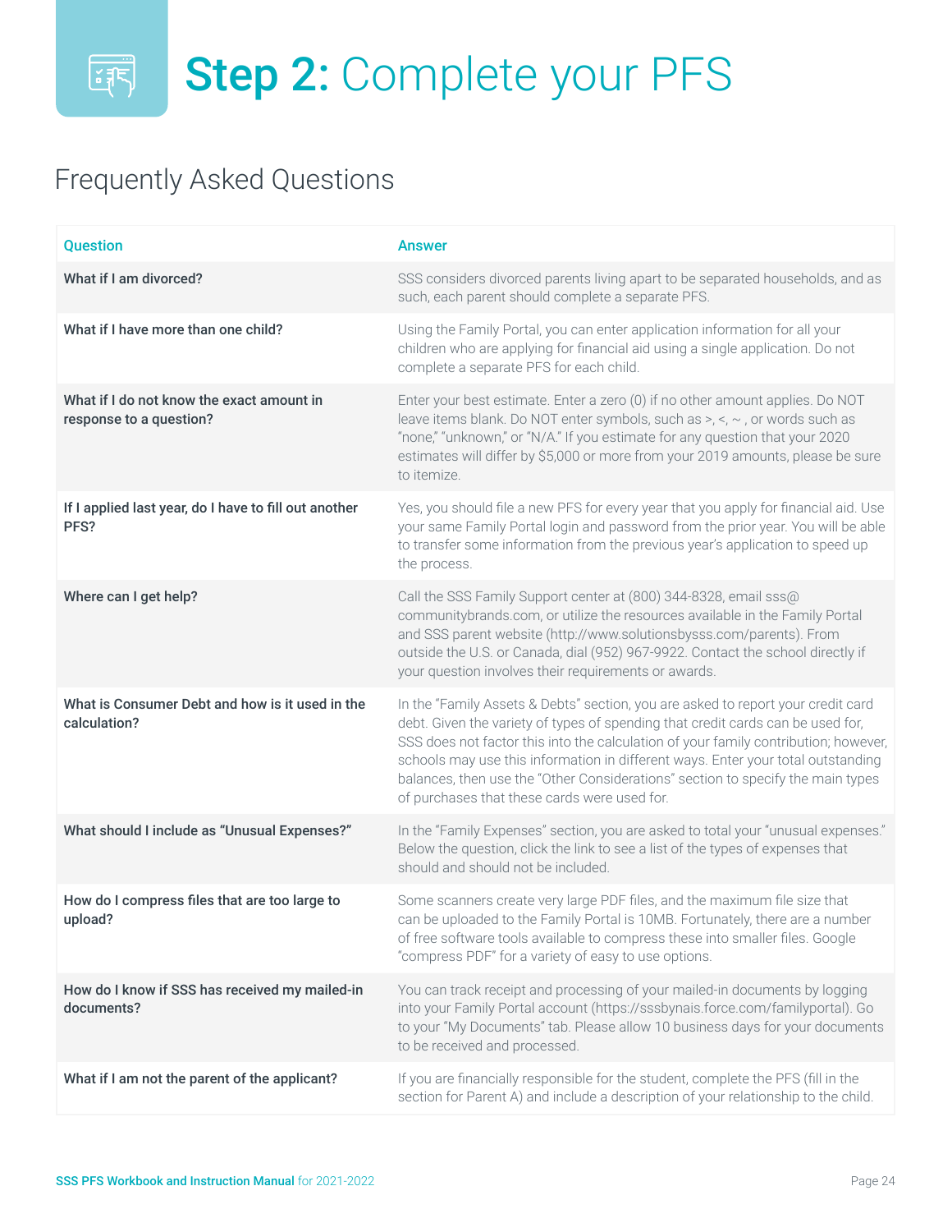# Step 2: Complete your PFS

## Frequently Asked Questions

| Question | Answer |
|---|---|
| **What if I am divorced?** | SSS considers divorced parents living apart to be separated households, and as such, each parent should complete a separate PFS. |
| **What if I have more than one child?** | Using the Family Portal, you can enter application information for all your children who are applying for financial aid using a single application. Do not complete a separate PFS for each child. |
| **What if I do not know the exact amount in response to a question?** | Enter your best estimate. Enter a zero (0) if no other amount applies. Do NOT leave items blank. Do NOT enter symbols, such as >, <, ~ , or words such as "none," "unknown," or "N/A." If you estimate for any question that your 2020 estimates will differ by $5,000 or more from your 2019 amounts, please be sure to itemize. |
| **If I applied last year, do I have to fill out another PFS?** | Yes, you should file a new PFS for every year that you apply for financial aid. Use your same Family Portal login and password from the prior year. You will be able to transfer some information from the previous year's application to speed up the process. |
| **Where can I get help?** | Call the SSS Family Support center at (800) 344-8328, email sss@communitybrands.com, or utilize the resources available in the Family Portal and SSS parent website (http://www.solutionsbysss.com/parents). From outside the U.S. or Canada, dial (952) 967-9922. Contact the school directly if your question involves their requirements or awards. |
| **What is Consumer Debt and how is it used in the calculation?** | In the "Family Assets & Debts" section, you are asked to report your credit card debt. Given the variety of types of spending that credit cards can be used for, SSS does not factor this into the calculation of your family contribution; however, schools may use this information in different ways. Enter your total outstanding balances, then use the "Other Considerations" section to specify the main types of purchases that these cards were used for. |
| **What should I include as "Unusual Expenses?"** | In the "Family Expenses" section, you are asked to total your "unusual expenses." Below the question, click the link to see a list of the types of expenses that should and should not be included. |
| **How do I compress files that are too large to upload?** | Some scanners create very large PDF files, and the maximum file size that can be uploaded to the Family Portal is 10MB. Fortunately, there are a number of free software tools available to compress these into smaller files. Google "compress PDF" for a variety of easy to use options. |
| **How do I know if SSS has received my mailed-in documents?** | You can track receipt and processing of your mailed-in documents by logging into your Family Portal account (https://sssbynais.force.com/familyportal). Go to your "My Documents" tab. Please allow 10 business days for your documents to be received and processed. |
| **What if I am not the parent of the applicant?** | If you are financially responsible for the student, complete the PFS (fill in the section for Parent A) and include a description of your relationship to the child. |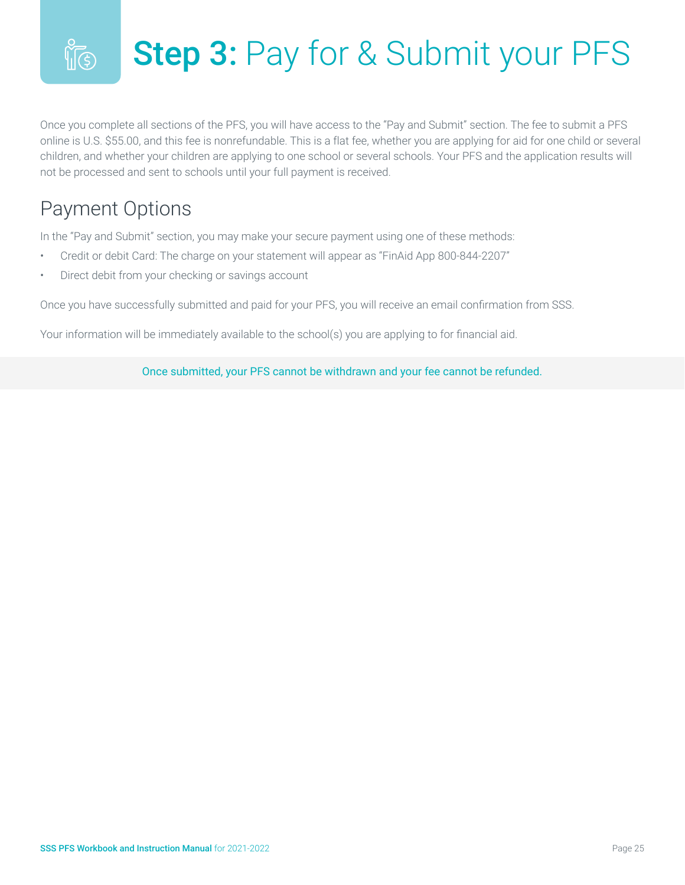# **Step 3:** Pay for & Submit your PFS

Once you complete all sections of the PFS, you will have access to the "Pay and Submit" section. The fee to submit a PFS online is U.S. $55.00, and this fee is nonrefundable. This is a flat fee, whether you are applying for aid for one child or several children, and whether your children are applying to one school or several schools. Your PFS and the application results will not be processed and sent to schools until your full payment is received.

## Payment Options

In the "Pay and Submit" section, you may make your secure payment using one of these methods:

- Credit or debit Card: The charge on your statement will appear as "FinAid App 800-844-2207"
- Direct debit from your checking or savings account

Once you have successfully submitted and paid for your PFS, you will receive an email confirmation from SSS.

Your information will be immediately available to the school(s) you are applying to for financial aid.

Once submitted, your PFS cannot be withdrawn and your fee cannot be refunded.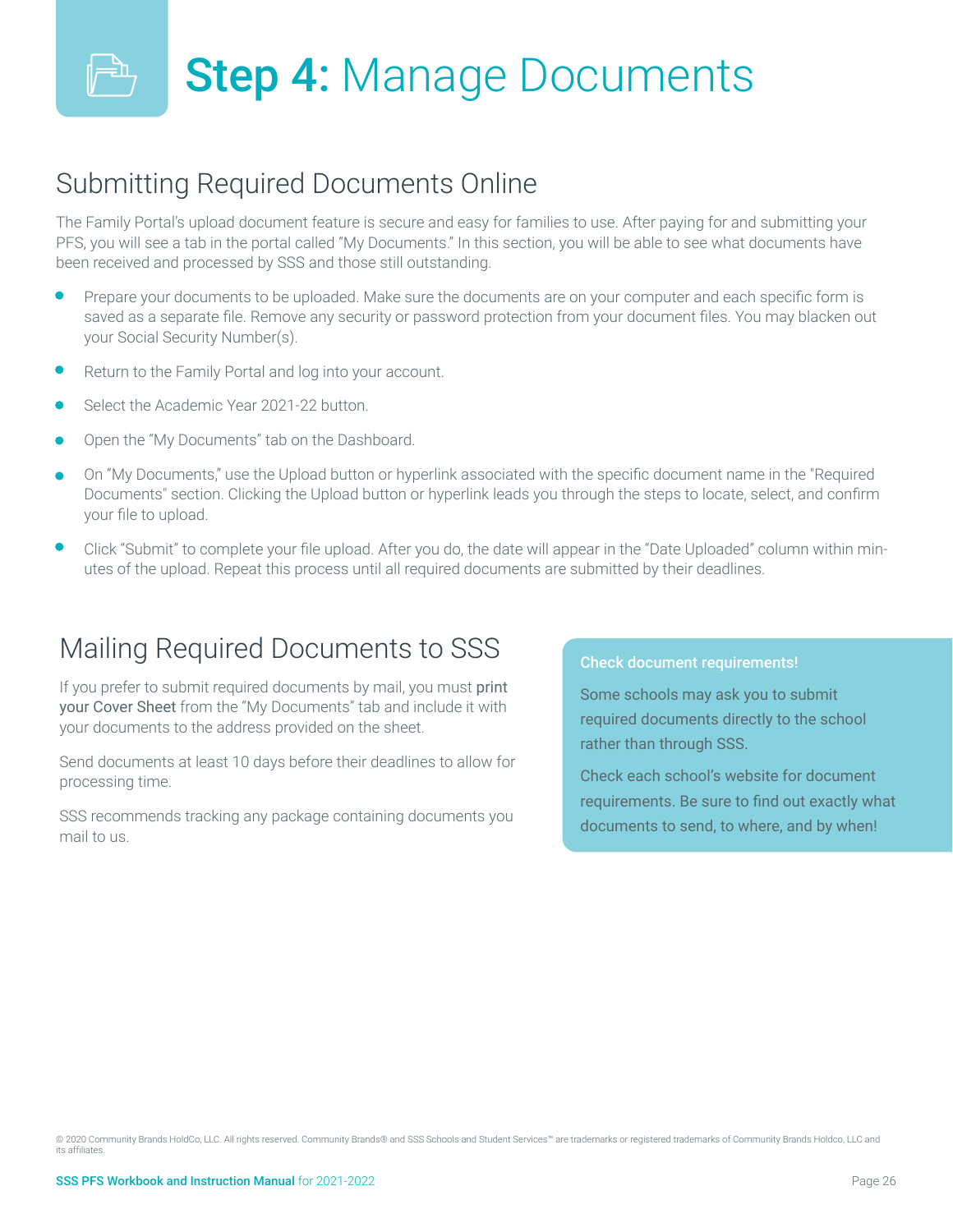# **Step 4:** Manage Documents

## Submitting Required Documents Online

The Family Portal's upload document feature is secure and easy for families to use. After paying for and submitting your PFS, you will see a tab in the portal called "My Documents." In this section, you will be able to see what documents have been received and processed by SSS and those still outstanding.

- Prepare your documents to be uploaded. Make sure the documents are on your computer and each specific form is saved as a separate file. Remove any security or password protection from your document files. You may blacken out your Social Security Number(s).
- Return to the Family Portal and log into your account.
- Select the Academic Year 2021-22 button.
- Open the "My Documents" tab on the Dashboard.
- On "My Documents," use the Upload button or hyperlink associated with the specific document name in the "Required Documents" section. Clicking the Upload button or hyperlink leads you through the steps to locate, select, and confirm your file to upload.
- Click "Submit" to complete your file upload. After you do, the date will appear in the "Date Uploaded" column within minutes of the upload. Repeat this process until all required documents are submitted by their deadlines.

## Mailing Required Documents to SSS

If you prefer to submit required documents by mail, you must print your Cover Sheet from the "My Documents" tab and include it with your documents to the address provided on the sheet.

Send documents at least 10 days before their deadlines to allow for processing time.

SSS recommends tracking any package containing documents you mail to us.

**Check document requirements!**

Some schools may ask you to submit required documents directly to the school rather than through SSS.

Check each school's website for document requirements. Be sure to find out exactly what documents to send, to where, and by when!

© 2020 Community Brands HoldCo, LLC. All rights reserved. Community Brands® and SSS Schools and Student Services™ are trademarks or registered trademarks of Community Brands Holdco, LLC and its affiliates.